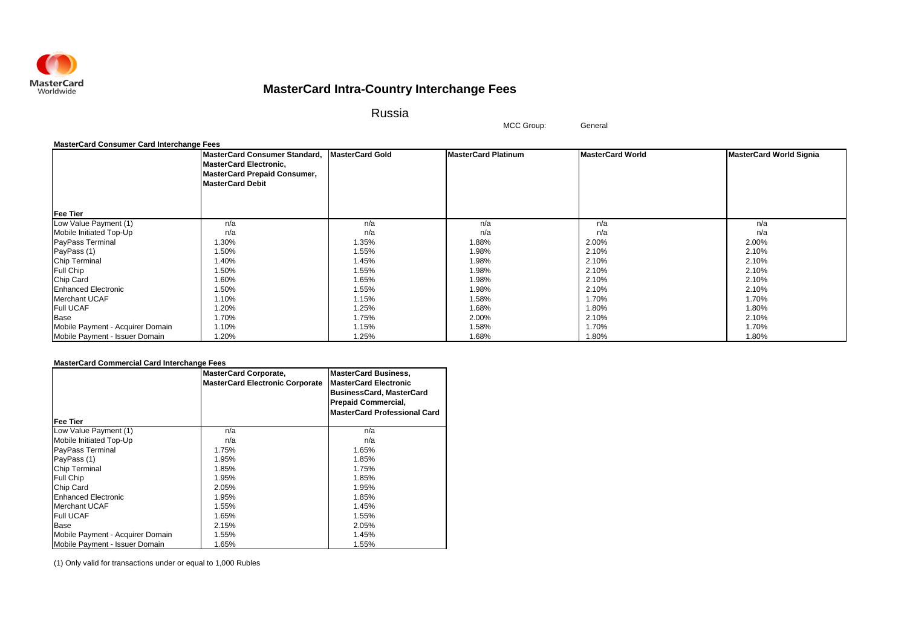# MasterCard Intra-Country Interchange Fees

## Russia

MCC Group: General

**MasterCard Consumer Card Interchange Fees**

| Fee Tier | MasterCard Consumer Standard, MasterCard Electronic, MasterCard Prepaid Consumer, MasterCard Debit | MasterCard Gold | MasterCard Platinum | MasterCard World | MasterCard World Signia |
|---|---|---|---|---|---|
| Low Value Payment (1) | n/a | n/a | n/a | n/a | n/a |
| Mobile Initiated Top-Up | n/a | n/a | n/a | n/a | n/a |
| PayPass Terminal | 1.30% | 1.35% | 1.88% | 2.00% | 2.00% |
| PayPass (1) | 1.50% | 1.55% | 1.98% | 2.10% | 2.10% |
| Chip Terminal | 1.40% | 1.45% | 1.98% | 2.10% | 2.10% |
| Full Chip | 1.50% | 1.55% | 1.98% | 2.10% | 2.10% |
| Chip Card | 1.60% | 1.65% | 1.98% | 2.10% | 2.10% |
| Enhanced Electronic | 1.50% | 1.55% | 1.98% | 2.10% | 2.10% |
| Merchant UCAF | 1.10% | 1.15% | 1.58% | 1.70% | 1.70% |
| Full UCAF | 1.20% | 1.25% | 1.68% | 1.80% | 1.80% |
| Base | 1.70% | 1.75% | 2.00% | 2.10% | 2.10% |
| Mobile Payment - Acquirer Domain | 1.10% | 1.15% | 1.58% | 1.70% | 1.70% |
| Mobile Payment - Issuer Domain | 1.20% | 1.25% | 1.68% | 1.80% | 1.80% |

**MasterCard Commercial Card Interchange Fees**

| Fee Tier | MasterCard Corporate, MasterCard Electronic Corporate | MasterCard Business, MasterCard Electronic BusinessCard, MasterCard Prepaid Commercial, MasterCard Professional Card |
|---|---|---|
| Low Value Payment (1) | n/a | n/a |
| Mobile Initiated Top-Up | n/a | n/a |
| PayPass Terminal | 1.75% | 1.65% |
| PayPass (1) | 1.95% | 1.85% |
| Chip Terminal | 1.85% | 1.75% |
| Full Chip | 1.95% | 1.85% |
| Chip Card | 2.05% | 1.95% |
| Enhanced Electronic | 1.95% | 1.85% |
| Merchant UCAF | 1.55% | 1.45% |
| Full UCAF | 1.65% | 1.55% |
| Base | 2.15% | 2.05% |
| Mobile Payment - Acquirer Domain | 1.55% | 1.45% |
| Mobile Payment - Issuer Domain | 1.65% | 1.55% |

(1) Only valid for transactions under or equal to 1,000 Rubles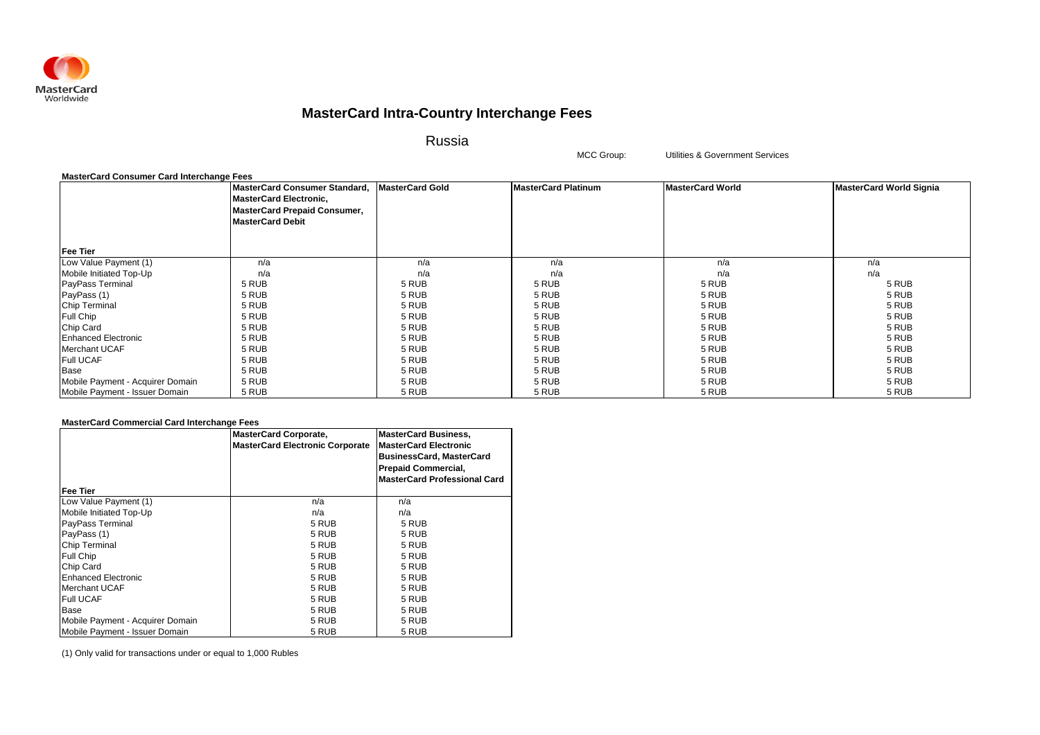MasterCard Worldwide

# MasterCard Intra-Country Interchange Fees

## Russia

MCC Group: Utilities & Government Services

**MasterCard Consumer Card Interchange Fees**

| Fee Tier | MasterCard Consumer Standard, MasterCard Electronic, MasterCard Prepaid Consumer, MasterCard Debit | MasterCard Gold | MasterCard Platinum | MasterCard World | MasterCard World Signia |
|---|---|---|---|---|---|
| Low Value Payment (1) | n/a | n/a | n/a | n/a | n/a |
| Mobile Initiated Top-Up | n/a | n/a | n/a | n/a | n/a |
| PayPass Terminal | 5 RUB | 5 RUB | 5 RUB | 5 RUB | 5 RUB |
| PayPass (1) | 5 RUB | 5 RUB | 5 RUB | 5 RUB | 5 RUB |
| Chip Terminal | 5 RUB | 5 RUB | 5 RUB | 5 RUB | 5 RUB |
| Full Chip | 5 RUB | 5 RUB | 5 RUB | 5 RUB | 5 RUB |
| Chip Card | 5 RUB | 5 RUB | 5 RUB | 5 RUB | 5 RUB |
| Enhanced Electronic | 5 RUB | 5 RUB | 5 RUB | 5 RUB | 5 RUB |
| Merchant UCAF | 5 RUB | 5 RUB | 5 RUB | 5 RUB | 5 RUB |
| Full UCAF | 5 RUB | 5 RUB | 5 RUB | 5 RUB | 5 RUB |
| Base | 5 RUB | 5 RUB | 5 RUB | 5 RUB | 5 RUB |
| Mobile Payment - Acquirer Domain | 5 RUB | 5 RUB | 5 RUB | 5 RUB | 5 RUB |
| Mobile Payment - Issuer Domain | 5 RUB | 5 RUB | 5 RUB | 5 RUB | 5 RUB |

**MasterCard Commercial Card Interchange Fees**

| Fee Tier | MasterCard Corporate, MasterCard Electronic Corporate | MasterCard Business, MasterCard Electronic BusinessCard, MasterCard Prepaid Commercial, MasterCard Professional Card |
|---|---|---|
| Low Value Payment (1) | n/a | n/a |
| Mobile Initiated Top-Up | n/a | n/a |
| PayPass Terminal | 5 RUB | 5 RUB |
| PayPass (1) | 5 RUB | 5 RUB |
| Chip Terminal | 5 RUB | 5 RUB |
| Full Chip | 5 RUB | 5 RUB |
| Chip Card | 5 RUB | 5 RUB |
| Enhanced Electronic | 5 RUB | 5 RUB |
| Merchant UCAF | 5 RUB | 5 RUB |
| Full UCAF | 5 RUB | 5 RUB |
| Base | 5 RUB | 5 RUB |
| Mobile Payment - Acquirer Domain | 5 RUB | 5 RUB |
| Mobile Payment - Issuer Domain | 5 RUB | 5 RUB |

(1) Only valid for transactions under or equal to 1,000 Rubles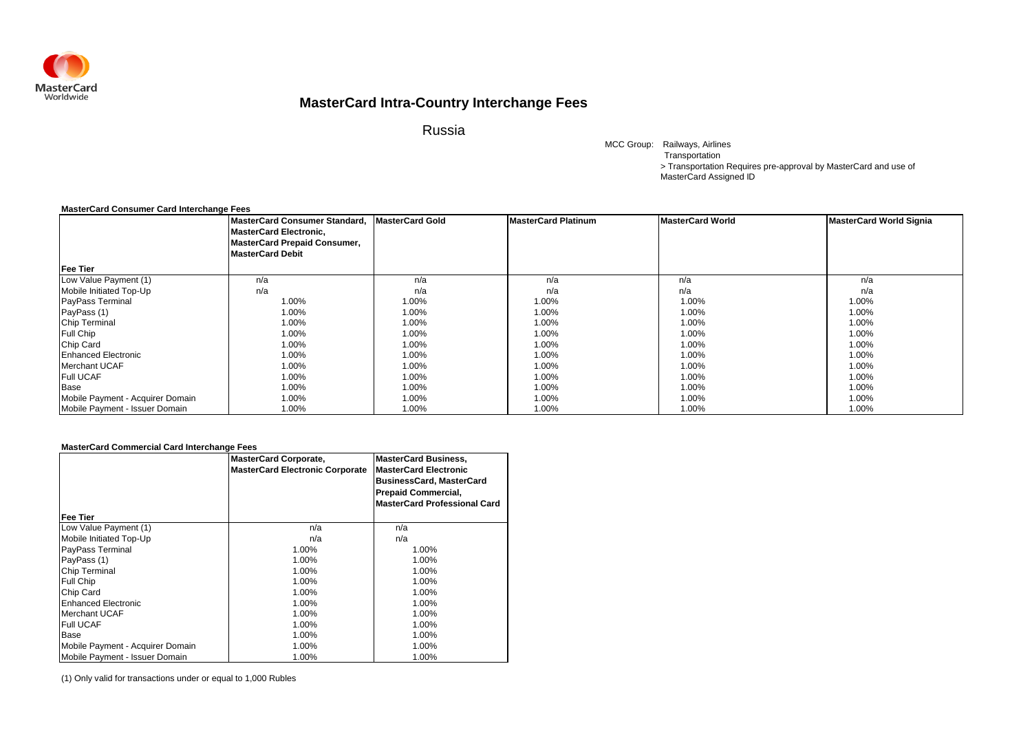MasterCard Worldwide

# MasterCard Intra-Country Interchange Fees

## Russia

MCC Group: Railways, Airlines
Transportation
> Transportation Requires pre-approval by MasterCard and use of MasterCard Assigned ID

**MasterCard Consumer Card Interchange Fees**

| Fee Tier | MasterCard Consumer Standard, MasterCard Electronic, MasterCard Prepaid Consumer, MasterCard Debit | MasterCard Gold | MasterCard Platinum | MasterCard World | MasterCard World Signia |
|---|---|---|---|---|---|
| Low Value Payment (1) | n/a | n/a | n/a | n/a | n/a |
| Mobile Initiated Top-Up | n/a | n/a | n/a | n/a | n/a |
| PayPass Terminal | 1.00% | 1.00% | 1.00% | 1.00% | 1.00% |
| PayPass (1) | 1.00% | 1.00% | 1.00% | 1.00% | 1.00% |
| Chip Terminal | 1.00% | 1.00% | 1.00% | 1.00% | 1.00% |
| Full Chip | 1.00% | 1.00% | 1.00% | 1.00% | 1.00% |
| Chip Card | 1.00% | 1.00% | 1.00% | 1.00% | 1.00% |
| Enhanced Electronic | 1.00% | 1.00% | 1.00% | 1.00% | 1.00% |
| Merchant UCAF | 1.00% | 1.00% | 1.00% | 1.00% | 1.00% |
| Full UCAF | 1.00% | 1.00% | 1.00% | 1.00% | 1.00% |
| Base | 1.00% | 1.00% | 1.00% | 1.00% | 1.00% |
| Mobile Payment - Acquirer Domain | 1.00% | 1.00% | 1.00% | 1.00% | 1.00% |
| Mobile Payment - Issuer Domain | 1.00% | 1.00% | 1.00% | 1.00% | 1.00% |

**MasterCard Commercial Card Interchange Fees**

| Fee Tier | MasterCard Corporate, MasterCard Electronic Corporate | MasterCard Business, MasterCard Electronic BusinessCard, MasterCard Prepaid Commercial, MasterCard Professional Card |
|---|---|---|
| Low Value Payment (1) | n/a | n/a |
| Mobile Initiated Top-Up | n/a | n/a |
| PayPass Terminal | 1.00% | 1.00% |
| PayPass (1) | 1.00% | 1.00% |
| Chip Terminal | 1.00% | 1.00% |
| Full Chip | 1.00% | 1.00% |
| Chip Card | 1.00% | 1.00% |
| Enhanced Electronic | 1.00% | 1.00% |
| Merchant UCAF | 1.00% | 1.00% |
| Full UCAF | 1.00% | 1.00% |
| Base | 1.00% | 1.00% |
| Mobile Payment - Acquirer Domain | 1.00% | 1.00% |
| Mobile Payment - Issuer Domain | 1.00% | 1.00% |

(1) Only valid for transactions under or equal to 1,000 Rubles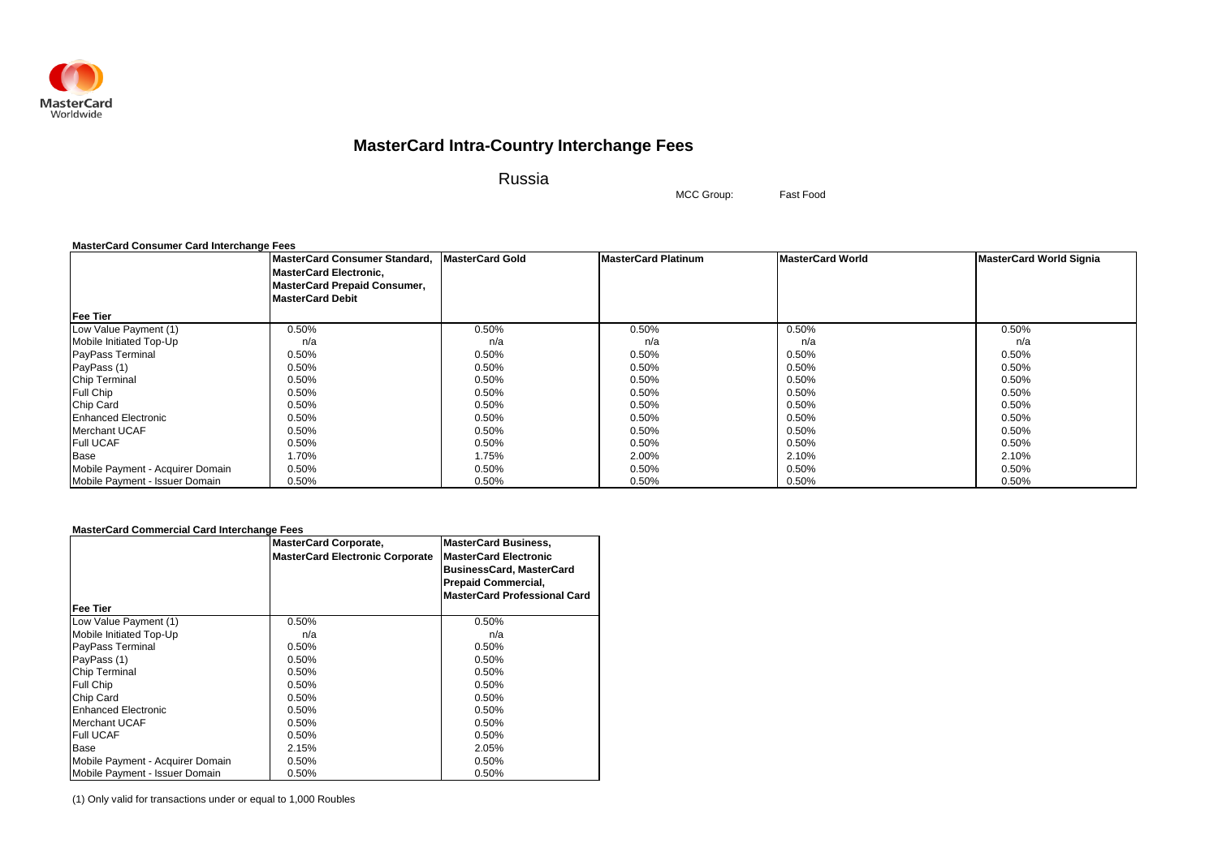# MasterCard Intra-Country Interchange Fees

## Russia

MCC Group: Fast Food

**MasterCard Consumer Card Interchange Fees**

| Fee Tier | MasterCard Consumer Standard, MasterCard Electronic, MasterCard Prepaid Consumer, MasterCard Debit | MasterCard Gold | MasterCard Platinum | MasterCard World | MasterCard World Signia |
|---|---|---|---|---|---|
| Low Value Payment (1) | 0.50% | 0.50% | 0.50% | 0.50% | 0.50% |
| Mobile Initiated Top-Up | n/a | n/a | n/a | n/a | n/a |
| PayPass Terminal | 0.50% | 0.50% | 0.50% | 0.50% | 0.50% |
| PayPass (1) | 0.50% | 0.50% | 0.50% | 0.50% | 0.50% |
| Chip Terminal | 0.50% | 0.50% | 0.50% | 0.50% | 0.50% |
| Full Chip | 0.50% | 0.50% | 0.50% | 0.50% | 0.50% |
| Chip Card | 0.50% | 0.50% | 0.50% | 0.50% | 0.50% |
| Enhanced Electronic | 0.50% | 0.50% | 0.50% | 0.50% | 0.50% |
| Merchant UCAF | 0.50% | 0.50% | 0.50% | 0.50% | 0.50% |
| Full UCAF | 0.50% | 0.50% | 0.50% | 0.50% | 0.50% |
| Base | 1.70% | 1.75% | 2.00% | 2.10% | 2.10% |
| Mobile Payment - Acquirer Domain | 0.50% | 0.50% | 0.50% | 0.50% | 0.50% |
| Mobile Payment - Issuer Domain | 0.50% | 0.50% | 0.50% | 0.50% | 0.50% |

**MasterCard Commercial Card Interchange Fees**

| Fee Tier | MasterCard Corporate, MasterCard Electronic Corporate | MasterCard Business, MasterCard Electronic BusinessCard, MasterCard Prepaid Commercial, MasterCard Professional Card |
|---|---|---|
| Low Value Payment (1) | 0.50% | 0.50% |
| Mobile Initiated Top-Up | n/a | n/a |
| PayPass Terminal | 0.50% | 0.50% |
| PayPass (1) | 0.50% | 0.50% |
| Chip Terminal | 0.50% | 0.50% |
| Full Chip | 0.50% | 0.50% |
| Chip Card | 0.50% | 0.50% |
| Enhanced Electronic | 0.50% | 0.50% |
| Merchant UCAF | 0.50% | 0.50% |
| Full UCAF | 0.50% | 0.50% |
| Base | 2.15% | 2.05% |
| Mobile Payment - Acquirer Domain | 0.50% | 0.50% |
| Mobile Payment - Issuer Domain | 0.50% | 0.50% |

(1) Only valid for transactions under or equal to 1,000 Roubles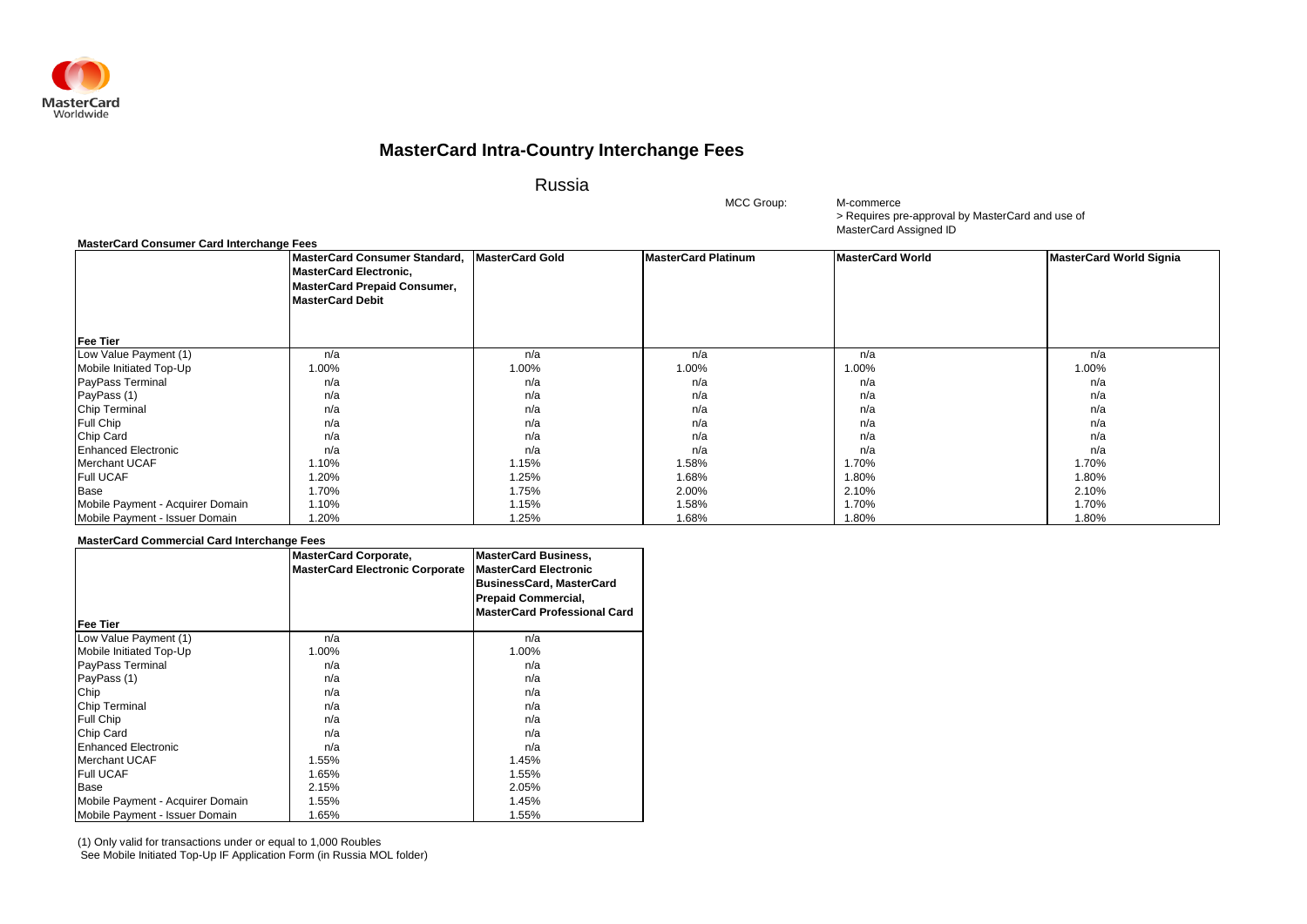MasterCard Worldwide

# MasterCard Intra-Country Interchange Fees

## Russia

MCC Group: M-commerce
> Requires pre-approval by MasterCard and use of MasterCard Assigned ID

**MasterCard Consumer Card Interchange Fees**

| Fee Tier | MasterCard Consumer Standard, MasterCard Electronic, MasterCard Prepaid Consumer, MasterCard Debit | MasterCard Gold | MasterCard Platinum | MasterCard World | MasterCard World Signia |
|---|---|---|---|---|---|
| Low Value Payment (1) | n/a | n/a | n/a | n/a | n/a |
| Mobile Initiated Top-Up | 1.00% | 1.00% | 1.00% | 1.00% | 1.00% |
| PayPass Terminal | n/a | n/a | n/a | n/a | n/a |
| PayPass (1) | n/a | n/a | n/a | n/a | n/a |
| Chip Terminal | n/a | n/a | n/a | n/a | n/a |
| Full Chip | n/a | n/a | n/a | n/a | n/a |
| Chip Card | n/a | n/a | n/a | n/a | n/a |
| Enhanced Electronic | n/a | n/a | n/a | n/a | n/a |
| Merchant UCAF | 1.10% | 1.15% | 1.58% | 1.70% | 1.70% |
| Full UCAF | 1.20% | 1.25% | 1.68% | 1.80% | 1.80% |
| Base | 1.70% | 1.75% | 2.00% | 2.10% | 2.10% |
| Mobile Payment - Acquirer Domain | 1.10% | 1.15% | 1.58% | 1.70% | 1.70% |
| Mobile Payment - Issuer Domain | 1.20% | 1.25% | 1.68% | 1.80% | 1.80% |

**MasterCard Commercial Card Interchange Fees**

| Fee Tier | MasterCard Corporate, MasterCard Electronic Corporate | MasterCard Business, MasterCard Electronic BusinessCard, MasterCard Prepaid Commercial, MasterCard Professional Card |
|---|---|---|
| Low Value Payment (1) | n/a | n/a |
| Mobile Initiated Top-Up | 1.00% | 1.00% |
| PayPass Terminal | n/a | n/a |
| PayPass (1) | n/a | n/a |
| Chip | n/a | n/a |
| Chip Terminal | n/a | n/a |
| Full Chip | n/a | n/a |
| Chip Card | n/a | n/a |
| Enhanced Electronic | n/a | n/a |
| Merchant UCAF | 1.55% | 1.45% |
| Full UCAF | 1.65% | 1.55% |
| Base | 2.15% | 2.05% |
| Mobile Payment - Acquirer Domain | 1.55% | 1.45% |
| Mobile Payment - Issuer Domain | 1.65% | 1.55% |

(1) Only valid for transactions under or equal to 1,000 Roubles
See Mobile Initiated Top-Up IF Application Form (in Russia MOL folder)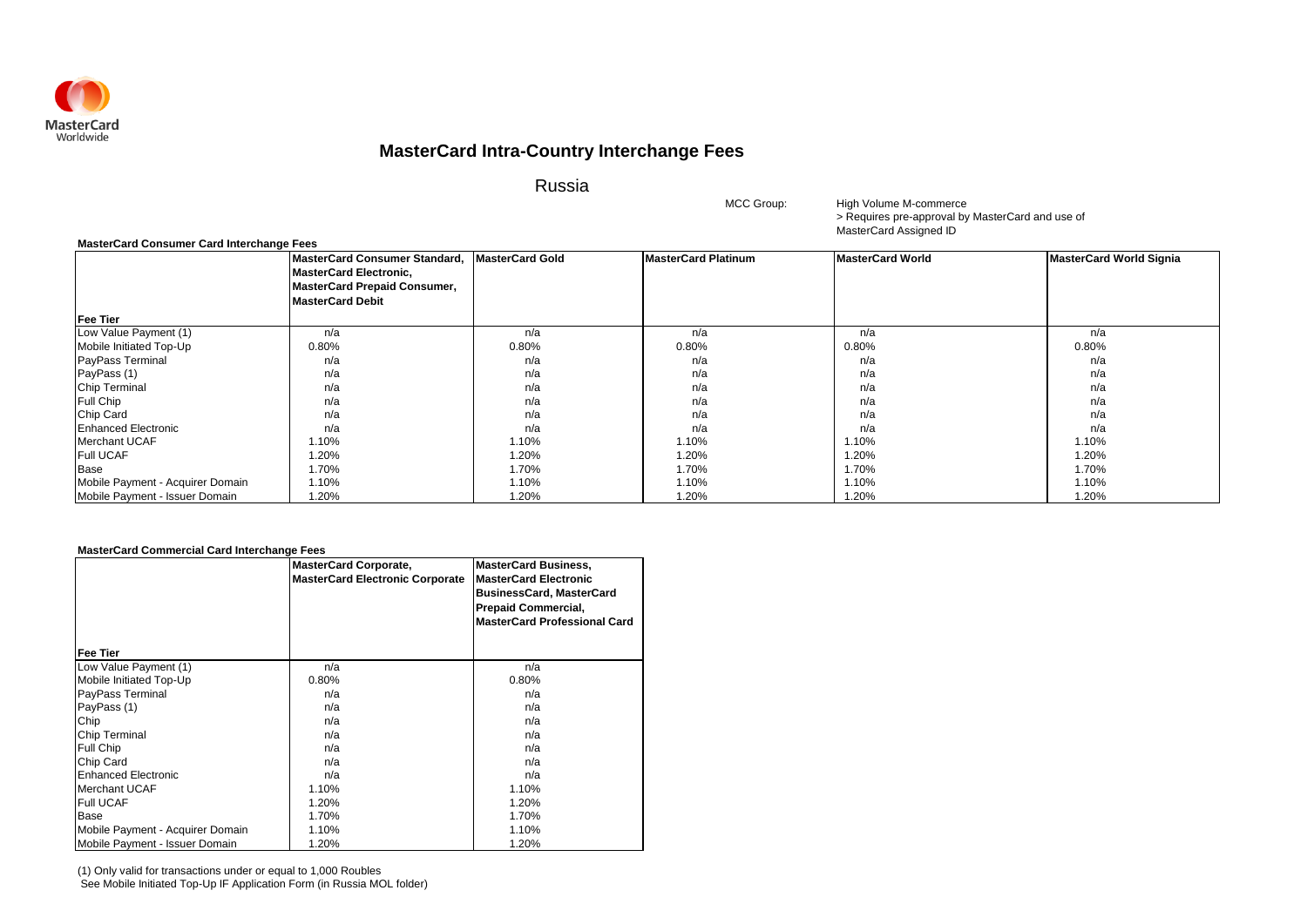MasterCard Worldwide

# MasterCard Intra-Country Interchange Fees

## Russia

MCC Group: High Volume M-commerce
> Requires pre-approval by MasterCard and use of MasterCard Assigned ID

**MasterCard Consumer Card Interchange Fees**

| Fee Tier | MasterCard Consumer Standard, MasterCard Electronic, MasterCard Prepaid Consumer, MasterCard Debit | MasterCard Gold | MasterCard Platinum | MasterCard World | MasterCard World Signia |
|---|---|---|---|---|---|
| Low Value Payment (1) | n/a | n/a | n/a | n/a | n/a |
| Mobile Initiated Top-Up | 0.80% | 0.80% | 0.80% | 0.80% | 0.80% |
| PayPass Terminal | n/a | n/a | n/a | n/a | n/a |
| PayPass (1) | n/a | n/a | n/a | n/a | n/a |
| Chip Terminal | n/a | n/a | n/a | n/a | n/a |
| Full Chip | n/a | n/a | n/a | n/a | n/a |
| Chip Card | n/a | n/a | n/a | n/a | n/a |
| Enhanced Electronic | n/a | n/a | n/a | n/a | n/a |
| Merchant UCAF | 1.10% | 1.10% | 1.10% | 1.10% | 1.10% |
| Full UCAF | 1.20% | 1.20% | 1.20% | 1.20% | 1.20% |
| Base | 1.70% | 1.70% | 1.70% | 1.70% | 1.70% |
| Mobile Payment - Acquirer Domain | 1.10% | 1.10% | 1.10% | 1.10% | 1.10% |
| Mobile Payment - Issuer Domain | 1.20% | 1.20% | 1.20% | 1.20% | 1.20% |

**MasterCard Commercial Card Interchange Fees**

| Fee Tier | MasterCard Corporate, MasterCard Electronic Corporate | MasterCard Business, MasterCard Electronic BusinessCard, MasterCard Prepaid Commercial, MasterCard Professional Card |
|---|---|---|
| Low Value Payment (1) | n/a | n/a |
| Mobile Initiated Top-Up | 0.80% | 0.80% |
| PayPass Terminal | n/a | n/a |
| PayPass (1) | n/a | n/a |
| Chip | n/a | n/a |
| Chip Terminal | n/a | n/a |
| Full Chip | n/a | n/a |
| Chip Card | n/a | n/a |
| Enhanced Electronic | n/a | n/a |
| Merchant UCAF | 1.10% | 1.10% |
| Full UCAF | 1.20% | 1.20% |
| Base | 1.70% | 1.70% |
| Mobile Payment - Acquirer Domain | 1.10% | 1.10% |
| Mobile Payment - Issuer Domain | 1.20% | 1.20% |

(1) Only valid for transactions under or equal to 1,000 Roubles
See Mobile Initiated Top-Up IF Application Form (in Russia MOL folder)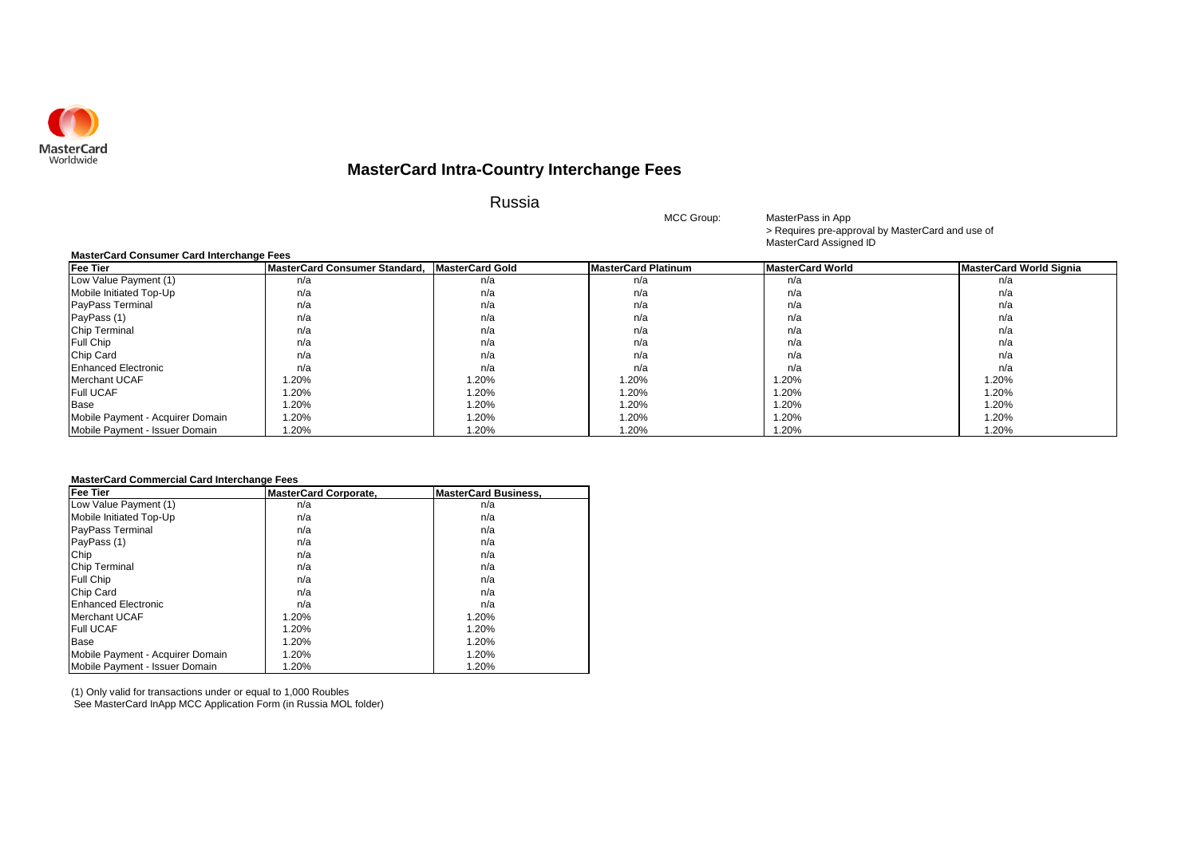MasterCard Worldwide

# MasterCard Intra-Country Interchange Fees

## Russia

MCC Group: MasterPass in App
> Requires pre-approval by MasterCard and use of MasterCard Assigned ID

**MasterCard Consumer Card Interchange Fees**

| Fee Tier | MasterCard Consumer Standard, | MasterCard Gold | MasterCard Platinum | MasterCard World | MasterCard World Signia |
|---|---|---|---|---|---|
| Low Value Payment (1) | n/a | n/a | n/a | n/a | n/a |
| Mobile Initiated Top-Up | n/a | n/a | n/a | n/a | n/a |
| PayPass Terminal | n/a | n/a | n/a | n/a | n/a |
| PayPass (1) | n/a | n/a | n/a | n/a | n/a |
| Chip Terminal | n/a | n/a | n/a | n/a | n/a |
| Full Chip | n/a | n/a | n/a | n/a | n/a |
| Chip Card | n/a | n/a | n/a | n/a | n/a |
| Enhanced Electronic | n/a | n/a | n/a | n/a | n/a |
| Merchant UCAF | 1.20% | 1.20% | 1.20% | 1.20% | 1.20% |
| Full UCAF | 1.20% | 1.20% | 1.20% | 1.20% | 1.20% |
| Base | 1.20% | 1.20% | 1.20% | 1.20% | 1.20% |
| Mobile Payment - Acquirer Domain | 1.20% | 1.20% | 1.20% | 1.20% | 1.20% |
| Mobile Payment - Issuer Domain | 1.20% | 1.20% | 1.20% | 1.20% | 1.20% |

**MasterCard Commercial Card Interchange Fees**

| Fee Tier | MasterCard Corporate, | MasterCard Business, |
|---|---|---|
| Low Value Payment (1) | n/a | n/a |
| Mobile Initiated Top-Up | n/a | n/a |
| PayPass Terminal | n/a | n/a |
| PayPass (1) | n/a | n/a |
| Chip | n/a | n/a |
| Chip Terminal | n/a | n/a |
| Full Chip | n/a | n/a |
| Chip Card | n/a | n/a |
| Enhanced Electronic | n/a | n/a |
| Merchant UCAF | 1.20% | 1.20% |
| Full UCAF | 1.20% | 1.20% |
| Base | 1.20% | 1.20% |
| Mobile Payment - Acquirer Domain | 1.20% | 1.20% |
| Mobile Payment - Issuer Domain | 1.20% | 1.20% |

(1) Only valid for transactions under or equal to 1,000 Roubles
See MasterCard InApp MCC Application Form (in Russia MOL folder)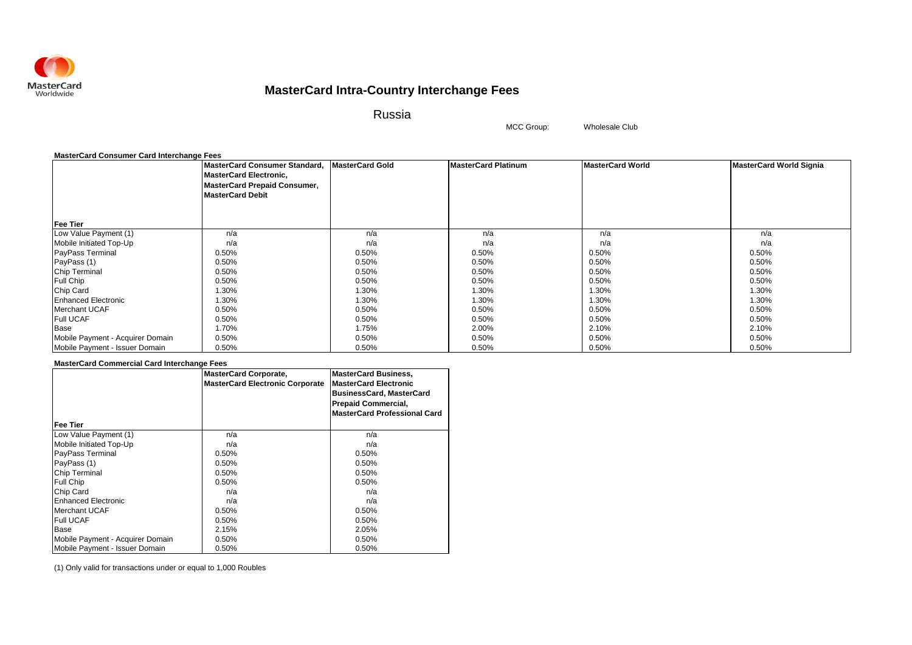# MasterCard Intra-Country Interchange Fees

## Russia

MCC Group: Wholesale Club

**MasterCard Consumer Card Interchange Fees**

| Fee Tier | MasterCard Consumer Standard, MasterCard Electronic, MasterCard Prepaid Consumer, MasterCard Debit | MasterCard Gold | MasterCard Platinum | MasterCard World | MasterCard World Signia |
|---|---|---|---|---|---|
| Low Value Payment (1) | n/a | n/a | n/a | n/a | n/a |
| Mobile Initiated Top-Up | n/a | n/a | n/a | n/a | n/a |
| PayPass Terminal | 0.50% | 0.50% | 0.50% | 0.50% | 0.50% |
| PayPass (1) | 0.50% | 0.50% | 0.50% | 0.50% | 0.50% |
| Chip Terminal | 0.50% | 0.50% | 0.50% | 0.50% | 0.50% |
| Full Chip | 0.50% | 0.50% | 0.50% | 0.50% | 0.50% |
| Chip Card | 1.30% | 1.30% | 1.30% | 1.30% | 1.30% |
| Enhanced Electronic | 1.30% | 1.30% | 1.30% | 1.30% | 1.30% |
| Merchant UCAF | 0.50% | 0.50% | 0.50% | 0.50% | 0.50% |
| Full UCAF | 0.50% | 0.50% | 0.50% | 0.50% | 0.50% |
| Base | 1.70% | 1.75% | 2.00% | 2.10% | 2.10% |
| Mobile Payment - Acquirer Domain | 0.50% | 0.50% | 0.50% | 0.50% | 0.50% |
| Mobile Payment - Issuer Domain | 0.50% | 0.50% | 0.50% | 0.50% | 0.50% |

**MasterCard Commercial Card Interchange Fees**

| Fee Tier | MasterCard Corporate, MasterCard Electronic Corporate | MasterCard Business, MasterCard Electronic BusinessCard, MasterCard Prepaid Commercial, MasterCard Professional Card |
|---|---|---|
| Low Value Payment (1) | n/a | n/a |
| Mobile Initiated Top-Up | n/a | n/a |
| PayPass Terminal | 0.50% | 0.50% |
| PayPass (1) | 0.50% | 0.50% |
| Chip Terminal | 0.50% | 0.50% |
| Full Chip | 0.50% | 0.50% |
| Chip Card | n/a | n/a |
| Enhanced Electronic | n/a | n/a |
| Merchant UCAF | 0.50% | 0.50% |
| Full UCAF | 0.50% | 0.50% |
| Base | 2.15% | 2.05% |
| Mobile Payment - Acquirer Domain | 0.50% | 0.50% |
| Mobile Payment - Issuer Domain | 0.50% | 0.50% |

(1) Only valid for transactions under or equal to 1,000 Roubles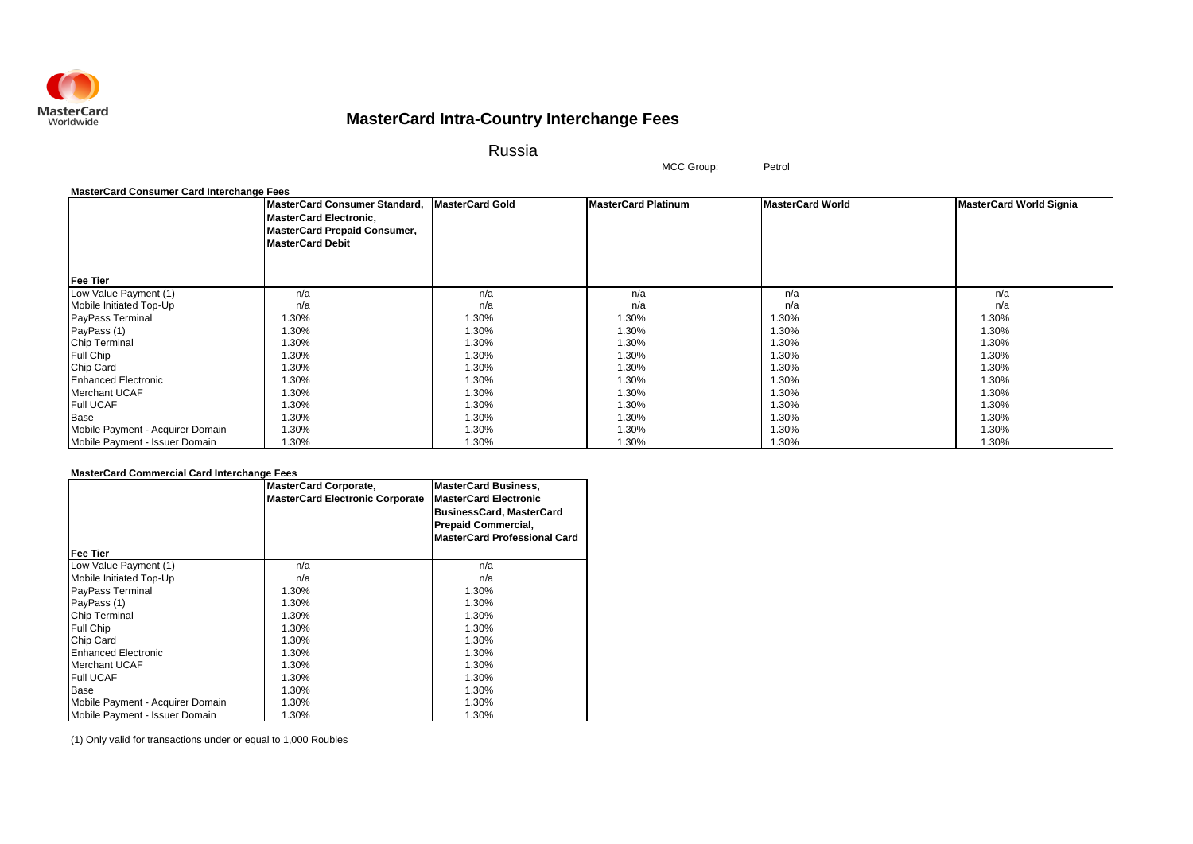# MasterCard Intra-Country Interchange Fees

## Russia

MCC Group: Petrol

### MasterCard Consumer Card Interchange Fees

| Fee Tier | MasterCard Consumer Standard, MasterCard Electronic, MasterCard Prepaid Consumer, MasterCard Debit | MasterCard Gold | MasterCard Platinum | MasterCard World | MasterCard World Signia |
|---|---|---|---|---|---|
| Low Value Payment (1) | n/a | n/a | n/a | n/a | n/a |
| Mobile Initiated Top-Up | n/a | n/a | n/a | n/a | n/a |
| PayPass Terminal | 1.30% | 1.30% | 1.30% | 1.30% | 1.30% |
| PayPass (1) | 1.30% | 1.30% | 1.30% | 1.30% | 1.30% |
| Chip Terminal | 1.30% | 1.30% | 1.30% | 1.30% | 1.30% |
| Full Chip | 1.30% | 1.30% | 1.30% | 1.30% | 1.30% |
| Chip Card | 1.30% | 1.30% | 1.30% | 1.30% | 1.30% |
| Enhanced Electronic | 1.30% | 1.30% | 1.30% | 1.30% | 1.30% |
| Merchant UCAF | 1.30% | 1.30% | 1.30% | 1.30% | 1.30% |
| Full UCAF | 1.30% | 1.30% | 1.30% | 1.30% | 1.30% |
| Base | 1.30% | 1.30% | 1.30% | 1.30% | 1.30% |
| Mobile Payment - Acquirer Domain | 1.30% | 1.30% | 1.30% | 1.30% | 1.30% |
| Mobile Payment - Issuer Domain | 1.30% | 1.30% | 1.30% | 1.30% | 1.30% |

### MasterCard Commercial Card Interchange Fees

| Fee Tier | MasterCard Corporate, MasterCard Electronic Corporate | MasterCard Business, MasterCard Electronic BusinessCard, MasterCard Prepaid Commercial, MasterCard Professional Card |
|---|---|---|
| Low Value Payment (1) | n/a | n/a |
| Mobile Initiated Top-Up | n/a | n/a |
| PayPass Terminal | 1.30% | 1.30% |
| PayPass (1) | 1.30% | 1.30% |
| Chip Terminal | 1.30% | 1.30% |
| Full Chip | 1.30% | 1.30% |
| Chip Card | 1.30% | 1.30% |
| Enhanced Electronic | 1.30% | 1.30% |
| Merchant UCAF | 1.30% | 1.30% |
| Full UCAF | 1.30% | 1.30% |
| Base | 1.30% | 1.30% |
| Mobile Payment - Acquirer Domain | 1.30% | 1.30% |
| Mobile Payment - Issuer Domain | 1.30% | 1.30% |

(1) Only valid for transactions under or equal to 1,000 Roubles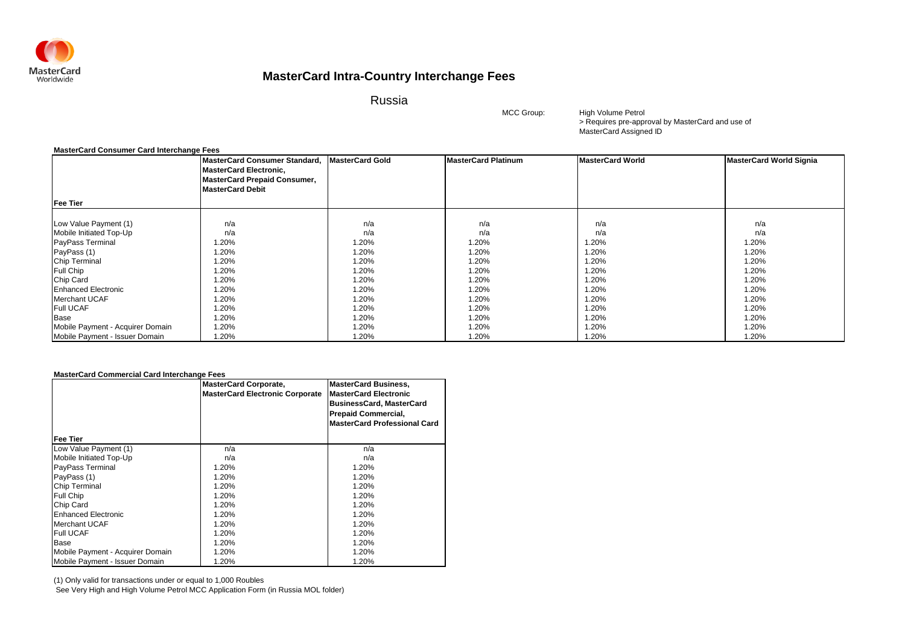# MasterCard Intra-Country Interchange Fees

## Russia

MCC Group: High Volume Petrol
> Requires pre-approval by MasterCard and use of MasterCard Assigned ID

**MasterCard Consumer Card Interchange Fees**

| Fee Tier | MasterCard Consumer Standard, MasterCard Electronic, MasterCard Prepaid Consumer, MasterCard Debit | MasterCard Gold | MasterCard Platinum | MasterCard World | MasterCard World Signia |
|---|---|---|---|---|---|
| Low Value Payment (1) | n/a | n/a | n/a | n/a | n/a |
| Mobile Initiated Top-Up | n/a | n/a | n/a | n/a | n/a |
| PayPass Terminal | 1.20% | 1.20% | 1.20% | 1.20% | 1.20% |
| PayPass (1) | 1.20% | 1.20% | 1.20% | 1.20% | 1.20% |
| Chip Terminal | 1.20% | 1.20% | 1.20% | 1.20% | 1.20% |
| Full Chip | 1.20% | 1.20% | 1.20% | 1.20% | 1.20% |
| Chip Card | 1.20% | 1.20% | 1.20% | 1.20% | 1.20% |
| Enhanced Electronic | 1.20% | 1.20% | 1.20% | 1.20% | 1.20% |
| Merchant UCAF | 1.20% | 1.20% | 1.20% | 1.20% | 1.20% |
| Full UCAF | 1.20% | 1.20% | 1.20% | 1.20% | 1.20% |
| Base | 1.20% | 1.20% | 1.20% | 1.20% | 1.20% |
| Mobile Payment - Acquirer Domain | 1.20% | 1.20% | 1.20% | 1.20% | 1.20% |
| Mobile Payment - Issuer Domain | 1.20% | 1.20% | 1.20% | 1.20% | 1.20% |

**MasterCard Commercial Card Interchange Fees**

| Fee Tier | MasterCard Corporate, MasterCard Electronic Corporate | MasterCard Business, MasterCard Electronic BusinessCard, MasterCard Prepaid Commercial, MasterCard Professional Card |
|---|---|---|
| Low Value Payment (1) | n/a | n/a |
| Mobile Initiated Top-Up | n/a | n/a |
| PayPass Terminal | 1.20% | 1.20% |
| PayPass (1) | 1.20% | 1.20% |
| Chip Terminal | 1.20% | 1.20% |
| Full Chip | 1.20% | 1.20% |
| Chip Card | 1.20% | 1.20% |
| Enhanced Electronic | 1.20% | 1.20% |
| Merchant UCAF | 1.20% | 1.20% |
| Full UCAF | 1.20% | 1.20% |
| Base | 1.20% | 1.20% |
| Mobile Payment - Acquirer Domain | 1.20% | 1.20% |
| Mobile Payment - Issuer Domain | 1.20% | 1.20% |

(1) Only valid for transactions under or equal to 1,000 Roubles
See Very High and High Volume Petrol MCC Application Form (in Russia MOL folder)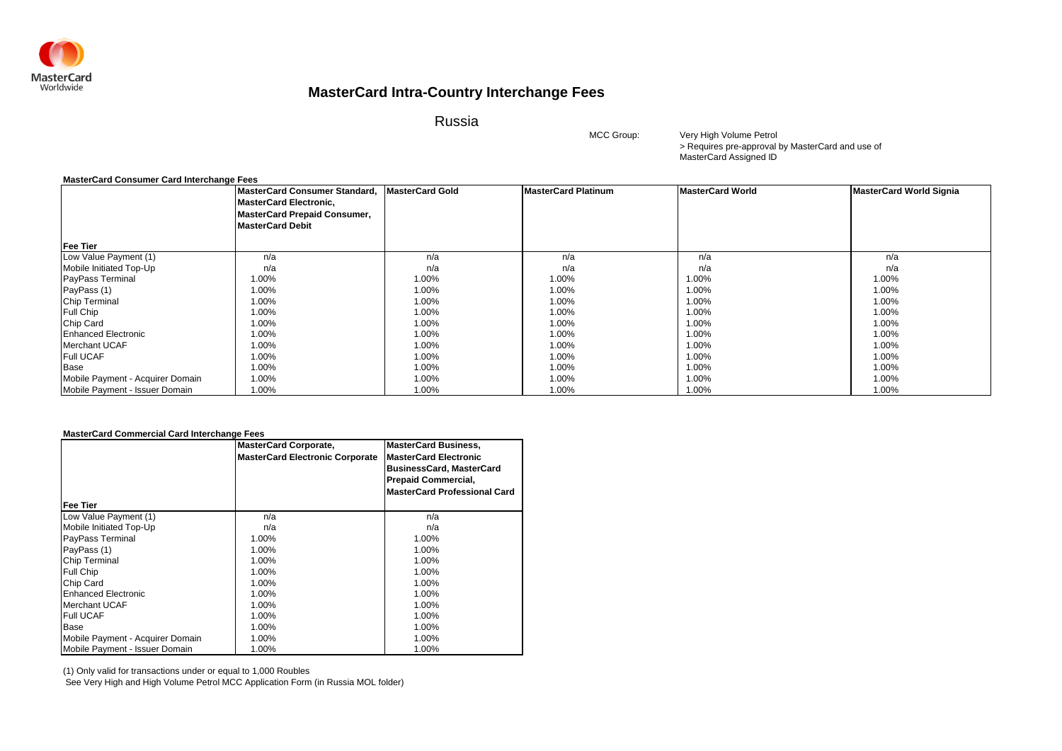MasterCard Worldwide

# MasterCard Intra-Country Interchange Fees

## Russia

MCC Group: Very High Volume Petrol
> Requires pre-approval by MasterCard and use of MasterCard Assigned ID

**MasterCard Consumer Card Interchange Fees**

| Fee Tier | MasterCard Consumer Standard, MasterCard Electronic, MasterCard Prepaid Consumer, MasterCard Debit | MasterCard Gold | MasterCard Platinum | MasterCard World | MasterCard World Signia |
|---|---|---|---|---|---|
| Low Value Payment (1) | n/a | n/a | n/a | n/a | n/a |
| Mobile Initiated Top-Up | n/a | n/a | n/a | n/a | n/a |
| PayPass Terminal | 1.00% | 1.00% | 1.00% | 1.00% | 1.00% |
| PayPass (1) | 1.00% | 1.00% | 1.00% | 1.00% | 1.00% |
| Chip Terminal | 1.00% | 1.00% | 1.00% | 1.00% | 1.00% |
| Full Chip | 1.00% | 1.00% | 1.00% | 1.00% | 1.00% |
| Chip Card | 1.00% | 1.00% | 1.00% | 1.00% | 1.00% |
| Enhanced Electronic | 1.00% | 1.00% | 1.00% | 1.00% | 1.00% |
| Merchant UCAF | 1.00% | 1.00% | 1.00% | 1.00% | 1.00% |
| Full UCAF | 1.00% | 1.00% | 1.00% | 1.00% | 1.00% |
| Base | 1.00% | 1.00% | 1.00% | 1.00% | 1.00% |
| Mobile Payment - Acquirer Domain | 1.00% | 1.00% | 1.00% | 1.00% | 1.00% |
| Mobile Payment - Issuer Domain | 1.00% | 1.00% | 1.00% | 1.00% | 1.00% |

**MasterCard Commercial Card Interchange Fees**

| Fee Tier | MasterCard Corporate, MasterCard Electronic Corporate | MasterCard Business, MasterCard Electronic BusinessCard, MasterCard Prepaid Commercial, MasterCard Professional Card |
|---|---|---|
| Low Value Payment (1) | n/a | n/a |
| Mobile Initiated Top-Up | n/a | n/a |
| PayPass Terminal | 1.00% | 1.00% |
| PayPass (1) | 1.00% | 1.00% |
| Chip Terminal | 1.00% | 1.00% |
| Full Chip | 1.00% | 1.00% |
| Chip Card | 1.00% | 1.00% |
| Enhanced Electronic | 1.00% | 1.00% |
| Merchant UCAF | 1.00% | 1.00% |
| Full UCAF | 1.00% | 1.00% |
| Base | 1.00% | 1.00% |
| Mobile Payment - Acquirer Domain | 1.00% | 1.00% |
| Mobile Payment - Issuer Domain | 1.00% | 1.00% |

(1) Only valid for transactions under or equal to 1,000 Roubles
See Very High and High Volume Petrol MCC Application Form (in Russia MOL folder)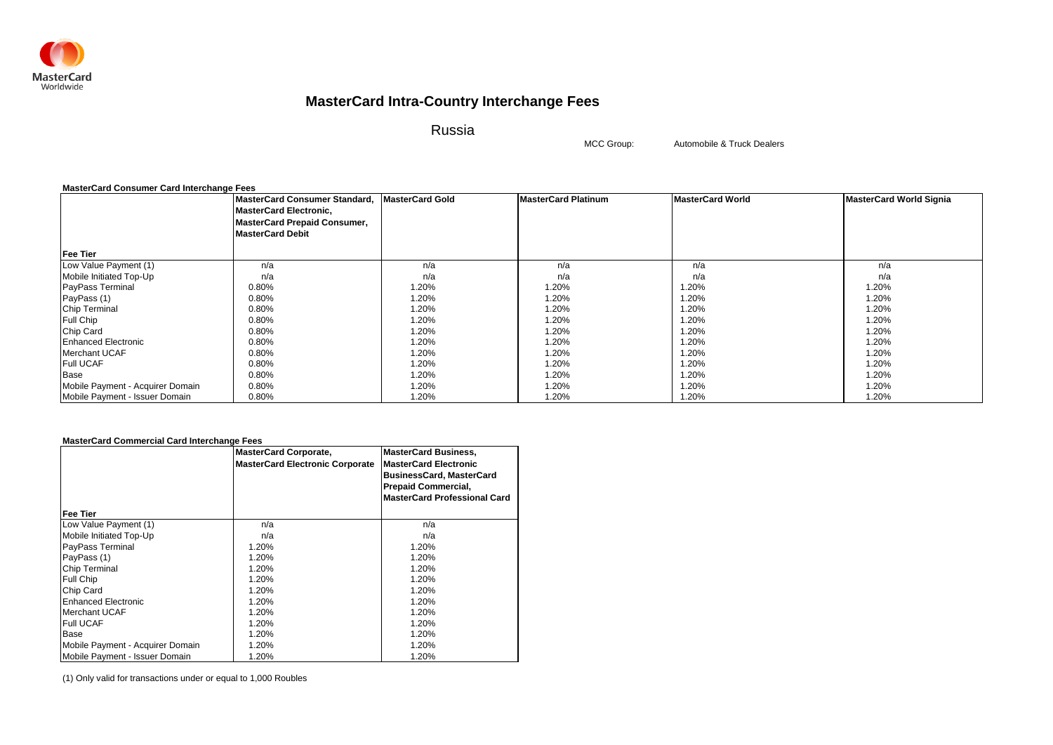# MasterCard Intra-Country Interchange Fees

## Russia

MCC Group: Automobile & Truck Dealers

**MasterCard Consumer Card Interchange Fees**

| Fee Tier | MasterCard Consumer Standard, MasterCard Electronic, MasterCard Prepaid Consumer, MasterCard Debit | MasterCard Gold | MasterCard Platinum | MasterCard World | MasterCard World Signia |
|---|---|---|---|---|---|
| Low Value Payment (1) | n/a | n/a | n/a | n/a | n/a |
| Mobile Initiated Top-Up | n/a | n/a | n/a | n/a | n/a |
| PayPass Terminal | 0.80% | 1.20% | 1.20% | 1.20% | 1.20% |
| PayPass (1) | 0.80% | 1.20% | 1.20% | 1.20% | 1.20% |
| Chip Terminal | 0.80% | 1.20% | 1.20% | 1.20% | 1.20% |
| Full Chip | 0.80% | 1.20% | 1.20% | 1.20% | 1.20% |
| Chip Card | 0.80% | 1.20% | 1.20% | 1.20% | 1.20% |
| Enhanced Electronic | 0.80% | 1.20% | 1.20% | 1.20% | 1.20% |
| Merchant UCAF | 0.80% | 1.20% | 1.20% | 1.20% | 1.20% |
| Full UCAF | 0.80% | 1.20% | 1.20% | 1.20% | 1.20% |
| Base | 0.80% | 1.20% | 1.20% | 1.20% | 1.20% |
| Mobile Payment - Acquirer Domain | 0.80% | 1.20% | 1.20% | 1.20% | 1.20% |
| Mobile Payment - Issuer Domain | 0.80% | 1.20% | 1.20% | 1.20% | 1.20% |

**MasterCard Commercial Card Interchange Fees**

| Fee Tier | MasterCard Corporate, MasterCard Electronic Corporate | MasterCard Business, MasterCard Electronic BusinessCard, MasterCard Prepaid Commercial, MasterCard Professional Card |
|---|---|---|
| Low Value Payment (1) | n/a | n/a |
| Mobile Initiated Top-Up | n/a | n/a |
| PayPass Terminal | 1.20% | 1.20% |
| PayPass (1) | 1.20% | 1.20% |
| Chip Terminal | 1.20% | 1.20% |
| Full Chip | 1.20% | 1.20% |
| Chip Card | 1.20% | 1.20% |
| Enhanced Electronic | 1.20% | 1.20% |
| Merchant UCAF | 1.20% | 1.20% |
| Full UCAF | 1.20% | 1.20% |
| Base | 1.20% | 1.20% |
| Mobile Payment - Acquirer Domain | 1.20% | 1.20% |
| Mobile Payment - Issuer Domain | 1.20% | 1.20% |

(1) Only valid for transactions under or equal to 1,000 Roubles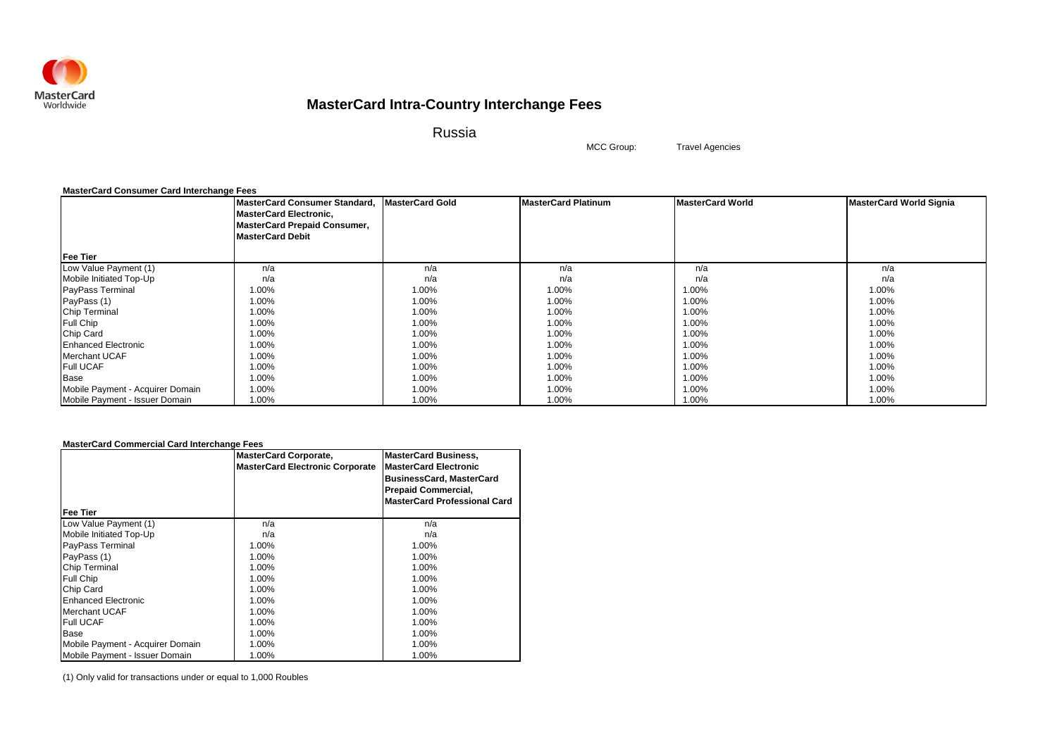# MasterCard Intra-Country Interchange Fees

Russia

MCC Group: Travel Agencies

**MasterCard Consumer Card Interchange Fees**

| Fee Tier | MasterCard Consumer Standard, MasterCard Electronic, MasterCard Prepaid Consumer, MasterCard Debit | MasterCard Gold | MasterCard Platinum | MasterCard World | MasterCard World Signia |
|---|---|---|---|---|---|
| Low Value Payment (1) | n/a | n/a | n/a | n/a | n/a |
| Mobile Initiated Top-Up | n/a | n/a | n/a | n/a | n/a |
| PayPass Terminal | 1.00% | 1.00% | 1.00% | 1.00% | 1.00% |
| PayPass (1) | 1.00% | 1.00% | 1.00% | 1.00% | 1.00% |
| Chip Terminal | 1.00% | 1.00% | 1.00% | 1.00% | 1.00% |
| Full Chip | 1.00% | 1.00% | 1.00% | 1.00% | 1.00% |
| Chip Card | 1.00% | 1.00% | 1.00% | 1.00% | 1.00% |
| Enhanced Electronic | 1.00% | 1.00% | 1.00% | 1.00% | 1.00% |
| Merchant UCAF | 1.00% | 1.00% | 1.00% | 1.00% | 1.00% |
| Full UCAF | 1.00% | 1.00% | 1.00% | 1.00% | 1.00% |
| Base | 1.00% | 1.00% | 1.00% | 1.00% | 1.00% |
| Mobile Payment - Acquirer Domain | 1.00% | 1.00% | 1.00% | 1.00% | 1.00% |
| Mobile Payment - Issuer Domain | 1.00% | 1.00% | 1.00% | 1.00% | 1.00% |

**MasterCard Commercial Card Interchange Fees**

| Fee Tier | MasterCard Corporate, MasterCard Electronic Corporate | MasterCard Business, MasterCard Electronic BusinessCard, MasterCard Prepaid Commercial, MasterCard Professional Card |
|---|---|---|
| Low Value Payment (1) | n/a | n/a |
| Mobile Initiated Top-Up | n/a | n/a |
| PayPass Terminal | 1.00% | 1.00% |
| PayPass (1) | 1.00% | 1.00% |
| Chip Terminal | 1.00% | 1.00% |
| Full Chip | 1.00% | 1.00% |
| Chip Card | 1.00% | 1.00% |
| Enhanced Electronic | 1.00% | 1.00% |
| Merchant UCAF | 1.00% | 1.00% |
| Full UCAF | 1.00% | 1.00% |
| Base | 1.00% | 1.00% |
| Mobile Payment - Acquirer Domain | 1.00% | 1.00% |
| Mobile Payment - Issuer Domain | 1.00% | 1.00% |

(1) Only valid for transactions under or equal to 1,000 Roubles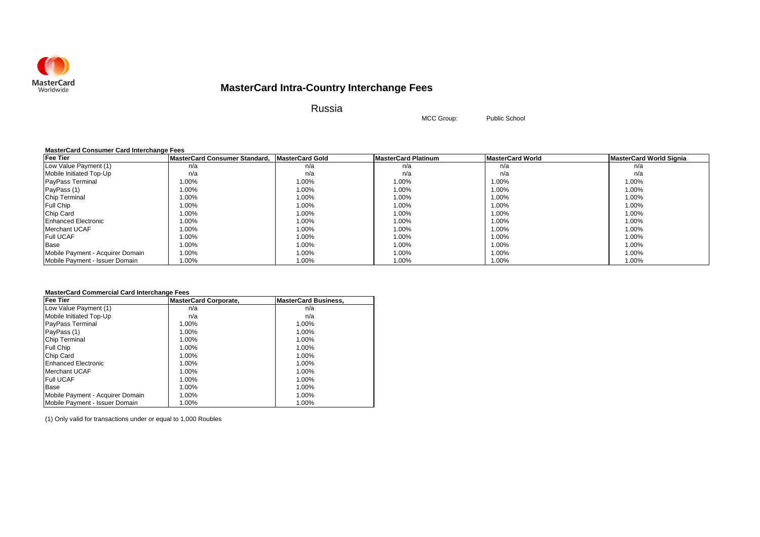# MasterCard Intra-Country Interchange Fees

## Russia

MCC Group: Public School

**MasterCard Consumer Card Interchange Fees**

| Fee Tier | MasterCard Consumer Standard, | MasterCard Gold | MasterCard Platinum | MasterCard World | MasterCard World Signia |
|---|---|---|---|---|---|
| Low Value Payment (1) | n/a | n/a | n/a | n/a | n/a |
| Mobile Initiated Top-Up | n/a | n/a | n/a | n/a | n/a |
| PayPass Terminal | 1.00% | 1.00% | 1.00% | 1.00% | 1.00% |
| PayPass (1) | 1.00% | 1.00% | 1.00% | 1.00% | 1.00% |
| Chip Terminal | 1.00% | 1.00% | 1.00% | 1.00% | 1.00% |
| Full Chip | 1.00% | 1.00% | 1.00% | 1.00% | 1.00% |
| Chip Card | 1.00% | 1.00% | 1.00% | 1.00% | 1.00% |
| Enhanced Electronic | 1.00% | 1.00% | 1.00% | 1.00% | 1.00% |
| Merchant UCAF | 1.00% | 1.00% | 1.00% | 1.00% | 1.00% |
| Full UCAF | 1.00% | 1.00% | 1.00% | 1.00% | 1.00% |
| Base | 1.00% | 1.00% | 1.00% | 1.00% | 1.00% |
| Mobile Payment - Acquirer Domain | 1.00% | 1.00% | 1.00% | 1.00% | 1.00% |
| Mobile Payment - Issuer Domain | 1.00% | 1.00% | 1.00% | 1.00% | 1.00% |

**MasterCard Commercial Card Interchange Fees**

| Fee Tier | MasterCard Corporate, | MasterCard Business, |
|---|---|---|
| Low Value Payment (1) | n/a | n/a |
| Mobile Initiated Top-Up | n/a | n/a |
| PayPass Terminal | 1.00% | 1.00% |
| PayPass (1) | 1.00% | 1.00% |
| Chip Terminal | 1.00% | 1.00% |
| Full Chip | 1.00% | 1.00% |
| Chip Card | 1.00% | 1.00% |
| Enhanced Electronic | 1.00% | 1.00% |
| Merchant UCAF | 1.00% | 1.00% |
| Full UCAF | 1.00% | 1.00% |
| Base | 1.00% | 1.00% |
| Mobile Payment - Acquirer Domain | 1.00% | 1.00% |
| Mobile Payment - Issuer Domain | 1.00% | 1.00% |

(1) Only valid for transactions under or equal to 1,000 Roubles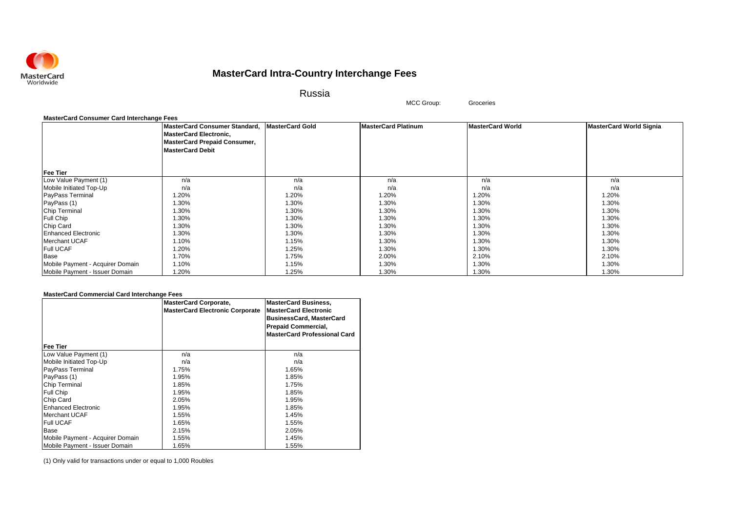# MasterCard Intra-Country Interchange Fees

## Russia

MCC Group: Groceries

**MasterCard Consumer Card Interchange Fees**

| Fee Tier | MasterCard Consumer Standard, MasterCard Electronic, MasterCard Prepaid Consumer, MasterCard Debit | MasterCard Gold | MasterCard Platinum | MasterCard World | MasterCard World Signia |
|---|---|---|---|---|---|
| Low Value Payment (1) | n/a | n/a | n/a | n/a | n/a |
| Mobile Initiated Top-Up | n/a | n/a | n/a | n/a | n/a |
| PayPass Terminal | 1.20% | 1.20% | 1.20% | 1.20% | 1.20% |
| PayPass (1) | 1.30% | 1.30% | 1.30% | 1.30% | 1.30% |
| Chip Terminal | 1.30% | 1.30% | 1.30% | 1.30% | 1.30% |
| Full Chip | 1.30% | 1.30% | 1.30% | 1.30% | 1.30% |
| Chip Card | 1.30% | 1.30% | 1.30% | 1.30% | 1.30% |
| Enhanced Electronic | 1.30% | 1.30% | 1.30% | 1.30% | 1.30% |
| Merchant UCAF | 1.10% | 1.15% | 1.30% | 1.30% | 1.30% |
| Full UCAF | 1.20% | 1.25% | 1.30% | 1.30% | 1.30% |
| Base | 1.70% | 1.75% | 2.00% | 2.10% | 2.10% |
| Mobile Payment - Acquirer Domain | 1.10% | 1.15% | 1.30% | 1.30% | 1.30% |
| Mobile Payment - Issuer Domain | 1.20% | 1.25% | 1.30% | 1.30% | 1.30% |

**MasterCard Commercial Card Interchange Fees**

| Fee Tier | MasterCard Corporate, MasterCard Electronic Corporate | MasterCard Business, MasterCard Electronic BusinessCard, MasterCard Prepaid Commercial, MasterCard Professional Card |
|---|---|---|
| Low Value Payment (1) | n/a | n/a |
| Mobile Initiated Top-Up | n/a | n/a |
| PayPass Terminal | 1.75% | 1.65% |
| PayPass (1) | 1.95% | 1.85% |
| Chip Terminal | 1.85% | 1.75% |
| Full Chip | 1.95% | 1.85% |
| Chip Card | 2.05% | 1.95% |
| Enhanced Electronic | 1.95% | 1.85% |
| Merchant UCAF | 1.55% | 1.45% |
| Full UCAF | 1.65% | 1.55% |
| Base | 2.15% | 2.05% |
| Mobile Payment - Acquirer Domain | 1.55% | 1.45% |
| Mobile Payment - Issuer Domain | 1.65% | 1.55% |

(1) Only valid for transactions under or equal to 1,000 Roubles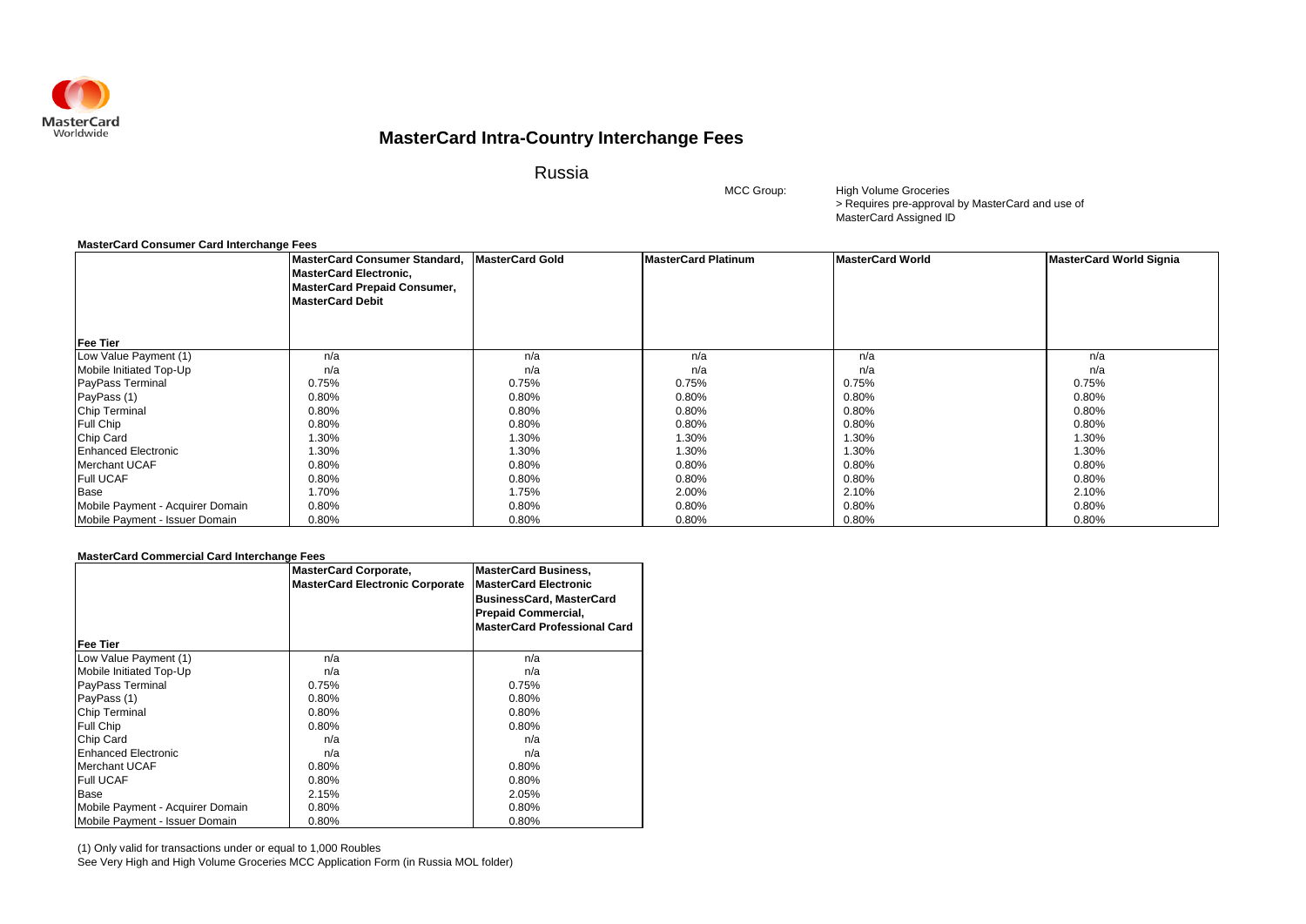# MasterCard Intra-Country Interchange Fees

## Russia

MCC Group: High Volume Groceries
> Requires pre-approval by MasterCard and use of MasterCard Assigned ID

**MasterCard Consumer Card Interchange Fees**

| Fee Tier | MasterCard Consumer Standard, MasterCard Electronic, MasterCard Prepaid Consumer, MasterCard Debit | MasterCard Gold | MasterCard Platinum | MasterCard World | MasterCard World Signia |
|---|---|---|---|---|---|
| Low Value Payment (1) | n/a | n/a | n/a | n/a | n/a |
| Mobile Initiated Top-Up | n/a | n/a | n/a | n/a | n/a |
| PayPass Terminal | 0.75% | 0.75% | 0.75% | 0.75% | 0.75% |
| PayPass (1) | 0.80% | 0.80% | 0.80% | 0.80% | 0.80% |
| Chip Terminal | 0.80% | 0.80% | 0.80% | 0.80% | 0.80% |
| Full Chip | 0.80% | 0.80% | 0.80% | 0.80% | 0.80% |
| Chip Card | 1.30% | 1.30% | 1.30% | 1.30% | 1.30% |
| Enhanced Electronic | 1.30% | 1.30% | 1.30% | 1.30% | 1.30% |
| Merchant UCAF | 0.80% | 0.80% | 0.80% | 0.80% | 0.80% |
| Full UCAF | 0.80% | 0.80% | 0.80% | 0.80% | 0.80% |
| Base | 1.70% | 1.75% | 2.00% | 2.10% | 2.10% |
| Mobile Payment - Acquirer Domain | 0.80% | 0.80% | 0.80% | 0.80% | 0.80% |
| Mobile Payment - Issuer Domain | 0.80% | 0.80% | 0.80% | 0.80% | 0.80% |

**MasterCard Commercial Card Interchange Fees**

| Fee Tier | MasterCard Corporate, MasterCard Electronic Corporate | MasterCard Business, MasterCard Electronic BusinessCard, MasterCard Prepaid Commercial, MasterCard Professional Card |
|---|---|---|
| Low Value Payment (1) | n/a | n/a |
| Mobile Initiated Top-Up | n/a | n/a |
| PayPass Terminal | 0.75% | 0.75% |
| PayPass (1) | 0.80% | 0.80% |
| Chip Terminal | 0.80% | 0.80% |
| Full Chip | 0.80% | 0.80% |
| Chip Card | n/a | n/a |
| Enhanced Electronic | n/a | n/a |
| Merchant UCAF | 0.80% | 0.80% |
| Full UCAF | 0.80% | 0.80% |
| Base | 2.15% | 2.05% |
| Mobile Payment - Acquirer Domain | 0.80% | 0.80% |
| Mobile Payment - Issuer Domain | 0.80% | 0.80% |

(1) Only valid for transactions under or equal to 1,000 Roubles
See Very High and High Volume Groceries MCC Application Form (in Russia MOL folder)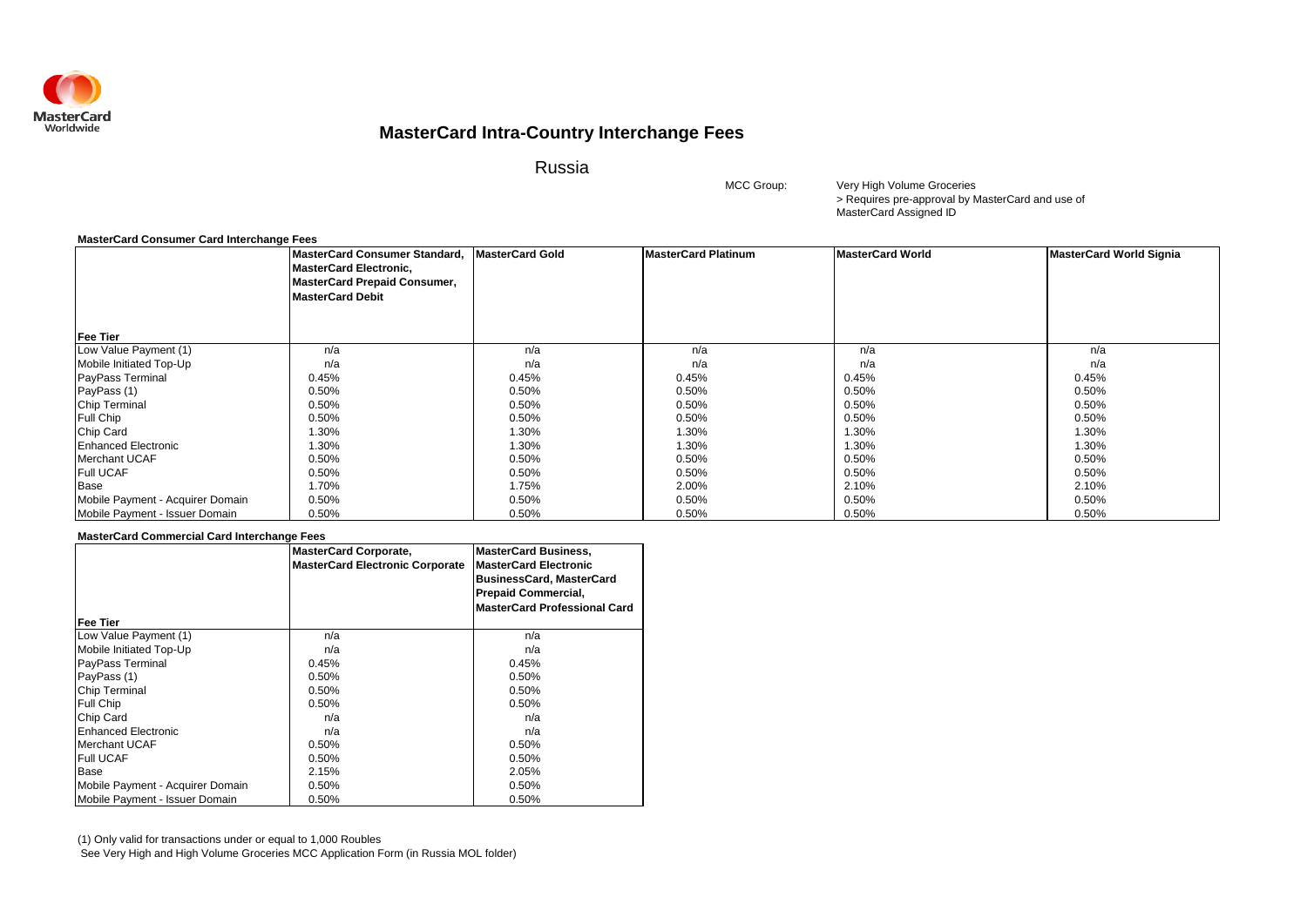MasterCard Worldwide

# MasterCard Intra-Country Interchange Fees

## Russia

MCC Group: Very High Volume Groceries
> Requires pre-approval by MasterCard and use of MasterCard Assigned ID

**MasterCard Consumer Card Interchange Fees**

| Fee Tier | MasterCard Consumer Standard, MasterCard Electronic, MasterCard Prepaid Consumer, MasterCard Debit | MasterCard Gold | MasterCard Platinum | MasterCard World | MasterCard World Signia |
|---|---|---|---|---|---|
| Low Value Payment (1) | n/a | n/a | n/a | n/a | n/a |
| Mobile Initiated Top-Up | n/a | n/a | n/a | n/a | n/a |
| PayPass Terminal | 0.45% | 0.45% | 0.45% | 0.45% | 0.45% |
| PayPass (1) | 0.50% | 0.50% | 0.50% | 0.50% | 0.50% |
| Chip Terminal | 0.50% | 0.50% | 0.50% | 0.50% | 0.50% |
| Full Chip | 0.50% | 0.50% | 0.50% | 0.50% | 0.50% |
| Chip Card | 1.30% | 1.30% | 1.30% | 1.30% | 1.30% |
| Enhanced Electronic | 1.30% | 1.30% | 1.30% | 1.30% | 1.30% |
| Merchant UCAF | 0.50% | 0.50% | 0.50% | 0.50% | 0.50% |
| Full UCAF | 0.50% | 0.50% | 0.50% | 0.50% | 0.50% |
| Base | 1.70% | 1.75% | 2.00% | 2.10% | 2.10% |
| Mobile Payment - Acquirer Domain | 0.50% | 0.50% | 0.50% | 0.50% | 0.50% |
| Mobile Payment - Issuer Domain | 0.50% | 0.50% | 0.50% | 0.50% | 0.50% |

**MasterCard Commercial Card Interchange Fees**

| Fee Tier | MasterCard Corporate, MasterCard Electronic Corporate | MasterCard Business, MasterCard Electronic BusinessCard, MasterCard Prepaid Commercial, MasterCard Professional Card |
|---|---|---|
| Low Value Payment (1) | n/a | n/a |
| Mobile Initiated Top-Up | n/a | n/a |
| PayPass Terminal | 0.45% | 0.45% |
| PayPass (1) | 0.50% | 0.50% |
| Chip Terminal | 0.50% | 0.50% |
| Full Chip | 0.50% | 0.50% |
| Chip Card | n/a | n/a |
| Enhanced Electronic | n/a | n/a |
| Merchant UCAF | 0.50% | 0.50% |
| Full UCAF | 0.50% | 0.50% |
| Base | 2.15% | 2.05% |
| Mobile Payment - Acquirer Domain | 0.50% | 0.50% |
| Mobile Payment - Issuer Domain | 0.50% | 0.50% |

(1) Only valid for transactions under or equal to 1,000 Roubles
See Very High and High Volume Groceries MCC Application Form (in Russia MOL folder)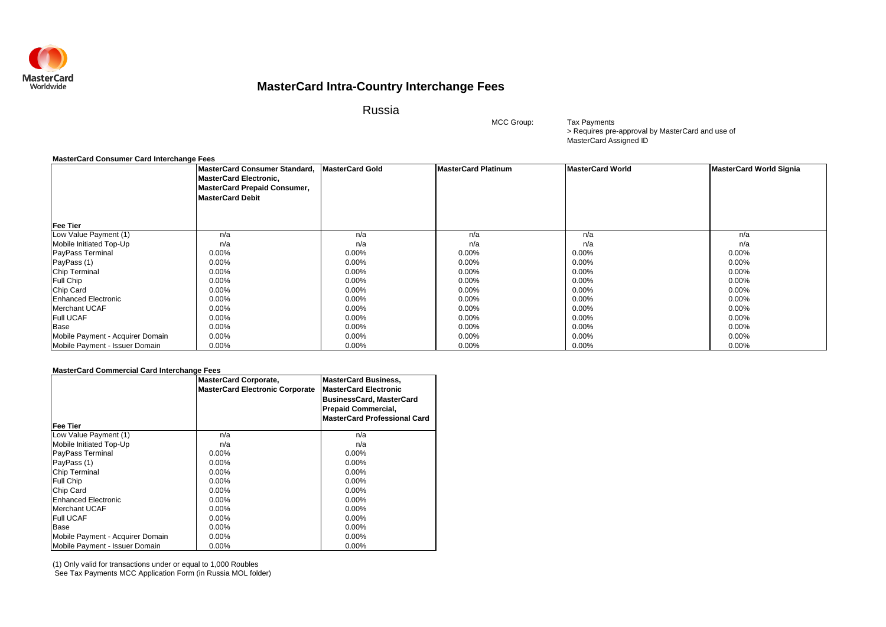MasterCard Worldwide

# MasterCard Intra-Country Interchange Fees

## Russia

MCC Group: Tax Payments
> Requires pre-approval by MasterCard and use of MasterCard Assigned ID

**MasterCard Consumer Card Interchange Fees**

| Fee Tier | MasterCard Consumer Standard, MasterCard Electronic, MasterCard Prepaid Consumer, MasterCard Debit | MasterCard Gold | MasterCard Platinum | MasterCard World | MasterCard World Signia |
|---|---|---|---|---|---|
| Low Value Payment (1) | n/a | n/a | n/a | n/a | n/a |
| Mobile Initiated Top-Up | n/a | n/a | n/a | n/a | n/a |
| PayPass Terminal | 0.00% | 0.00% | 0.00% | 0.00% | 0.00% |
| PayPass (1) | 0.00% | 0.00% | 0.00% | 0.00% | 0.00% |
| Chip Terminal | 0.00% | 0.00% | 0.00% | 0.00% | 0.00% |
| Full Chip | 0.00% | 0.00% | 0.00% | 0.00% | 0.00% |
| Chip Card | 0.00% | 0.00% | 0.00% | 0.00% | 0.00% |
| Enhanced Electronic | 0.00% | 0.00% | 0.00% | 0.00% | 0.00% |
| Merchant UCAF | 0.00% | 0.00% | 0.00% | 0.00% | 0.00% |
| Full UCAF | 0.00% | 0.00% | 0.00% | 0.00% | 0.00% |
| Base | 0.00% | 0.00% | 0.00% | 0.00% | 0.00% |
| Mobile Payment - Acquirer Domain | 0.00% | 0.00% | 0.00% | 0.00% | 0.00% |
| Mobile Payment - Issuer Domain | 0.00% | 0.00% | 0.00% | 0.00% | 0.00% |

**MasterCard Commercial Card Interchange Fees**

| Fee Tier | MasterCard Corporate, MasterCard Electronic Corporate | MasterCard Business, MasterCard Electronic BusinessCard, MasterCard Prepaid Commercial, MasterCard Professional Card |
|---|---|---|
| Low Value Payment (1) | n/a | n/a |
| Mobile Initiated Top-Up | n/a | n/a |
| PayPass Terminal | 0.00% | 0.00% |
| PayPass (1) | 0.00% | 0.00% |
| Chip Terminal | 0.00% | 0.00% |
| Full Chip | 0.00% | 0.00% |
| Chip Card | 0.00% | 0.00% |
| Enhanced Electronic | 0.00% | 0.00% |
| Merchant UCAF | 0.00% | 0.00% |
| Full UCAF | 0.00% | 0.00% |
| Base | 0.00% | 0.00% |
| Mobile Payment - Acquirer Domain | 0.00% | 0.00% |
| Mobile Payment - Issuer Domain | 0.00% | 0.00% |

(1) Only valid for transactions under or equal to 1,000 Roubles
See Tax Payments MCC Application Form (in Russia MOL folder)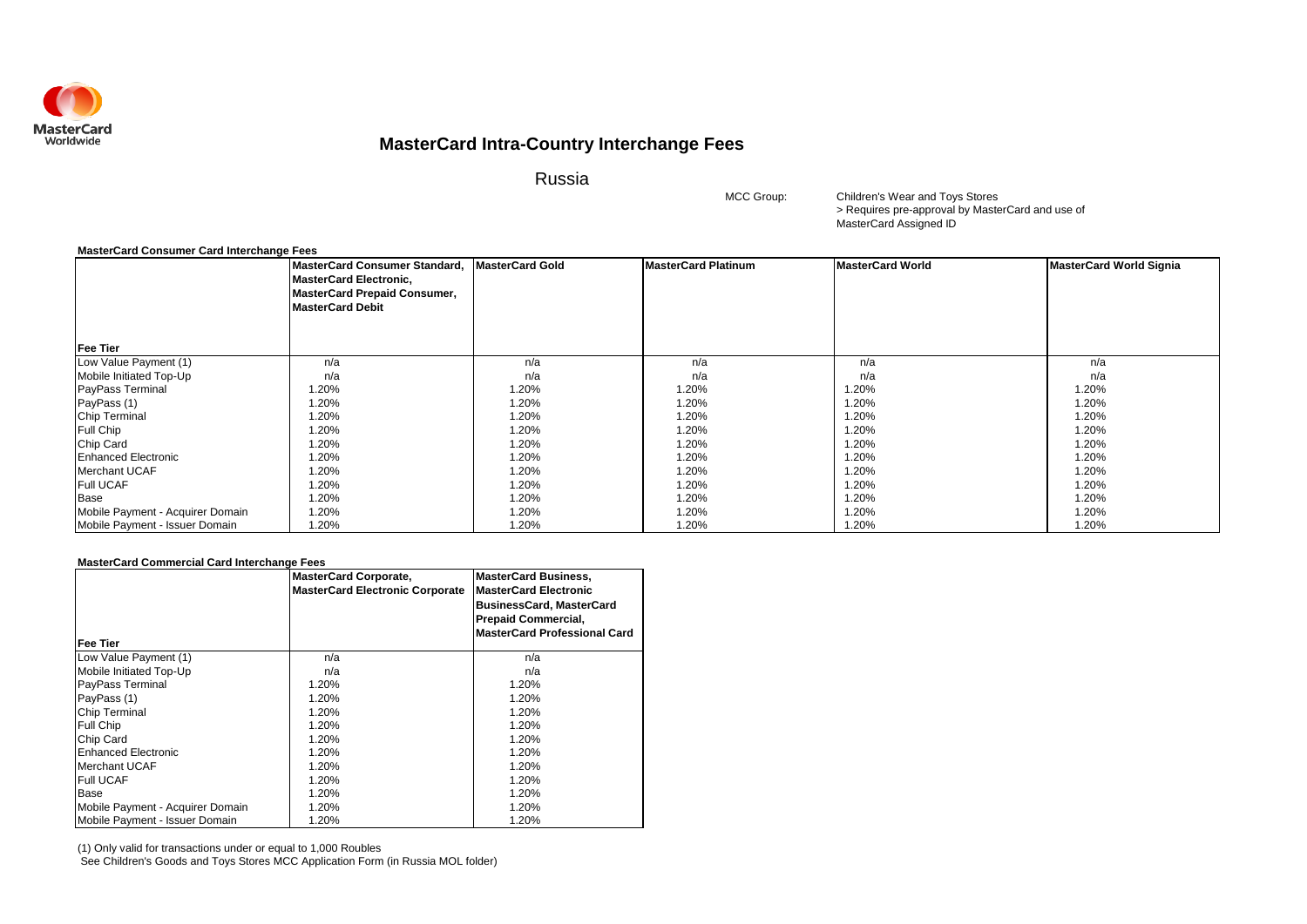MasterCard Worldwide

# MasterCard Intra-Country Interchange Fees

## Russia

MCC Group: Children's Wear and Toys Stores
> Requires pre-approval by MasterCard and use of MasterCard Assigned ID

**MasterCard Consumer Card Interchange Fees**

| Fee Tier | MasterCard Consumer Standard, MasterCard Electronic, MasterCard Prepaid Consumer, MasterCard Debit | MasterCard Gold | MasterCard Platinum | MasterCard World | MasterCard World Signia |
|---|---|---|---|---|---|
| Low Value Payment (1) | n/a | n/a | n/a | n/a | n/a |
| Mobile Initiated Top-Up | n/a | n/a | n/a | n/a | n/a |
| PayPass Terminal | 1.20% | 1.20% | 1.20% | 1.20% | 1.20% |
| PayPass (1) | 1.20% | 1.20% | 1.20% | 1.20% | 1.20% |
| Chip Terminal | 1.20% | 1.20% | 1.20% | 1.20% | 1.20% |
| Full Chip | 1.20% | 1.20% | 1.20% | 1.20% | 1.20% |
| Chip Card | 1.20% | 1.20% | 1.20% | 1.20% | 1.20% |
| Enhanced Electronic | 1.20% | 1.20% | 1.20% | 1.20% | 1.20% |
| Merchant UCAF | 1.20% | 1.20% | 1.20% | 1.20% | 1.20% |
| Full UCAF | 1.20% | 1.20% | 1.20% | 1.20% | 1.20% |
| Base | 1.20% | 1.20% | 1.20% | 1.20% | 1.20% |
| Mobile Payment - Acquirer Domain | 1.20% | 1.20% | 1.20% | 1.20% | 1.20% |
| Mobile Payment - Issuer Domain | 1.20% | 1.20% | 1.20% | 1.20% | 1.20% |

**MasterCard Commercial Card Interchange Fees**

| Fee Tier | MasterCard Corporate, MasterCard Electronic Corporate | MasterCard Business, MasterCard Electronic BusinessCard, MasterCard Prepaid Commercial, MasterCard Professional Card |
|---|---|---|
| Low Value Payment (1) | n/a | n/a |
| Mobile Initiated Top-Up | n/a | n/a |
| PayPass Terminal | 1.20% | 1.20% |
| PayPass (1) | 1.20% | 1.20% |
| Chip Terminal | 1.20% | 1.20% |
| Full Chip | 1.20% | 1.20% |
| Chip Card | 1.20% | 1.20% |
| Enhanced Electronic | 1.20% | 1.20% |
| Merchant UCAF | 1.20% | 1.20% |
| Full UCAF | 1.20% | 1.20% |
| Base | 1.20% | 1.20% |
| Mobile Payment - Acquirer Domain | 1.20% | 1.20% |
| Mobile Payment - Issuer Domain | 1.20% | 1.20% |

(1) Only valid for transactions under or equal to 1,000 Roubles
See Children's Goods and Toys Stores MCC Application Form (in Russia MOL folder)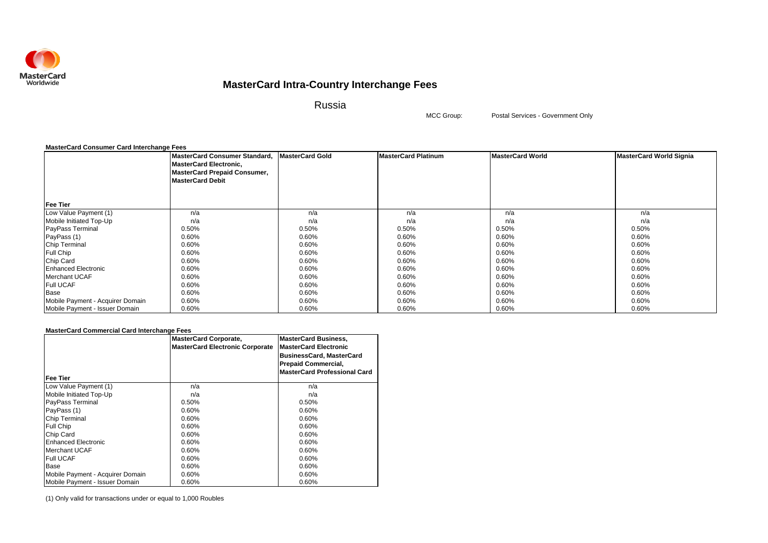MasterCard Worldwide

# MasterCard Intra-Country Interchange Fees

## Russia

MCC Group: Postal Services - Government Only

**MasterCard Consumer Card Interchange Fees**

| Fee Tier | MasterCard Consumer Standard, MasterCard Electronic, MasterCard Prepaid Consumer, MasterCard Debit | MasterCard Gold | MasterCard Platinum | MasterCard World | MasterCard World Signia |
|---|---|---|---|---|---|
| Low Value Payment (1) | n/a | n/a | n/a | n/a | n/a |
| Mobile Initiated Top-Up | n/a | n/a | n/a | n/a | n/a |
| PayPass Terminal | 0.50% | 0.50% | 0.50% | 0.50% | 0.50% |
| PayPass (1) | 0.60% | 0.60% | 0.60% | 0.60% | 0.60% |
| Chip Terminal | 0.60% | 0.60% | 0.60% | 0.60% | 0.60% |
| Full Chip | 0.60% | 0.60% | 0.60% | 0.60% | 0.60% |
| Chip Card | 0.60% | 0.60% | 0.60% | 0.60% | 0.60% |
| Enhanced Electronic | 0.60% | 0.60% | 0.60% | 0.60% | 0.60% |
| Merchant UCAF | 0.60% | 0.60% | 0.60% | 0.60% | 0.60% |
| Full UCAF | 0.60% | 0.60% | 0.60% | 0.60% | 0.60% |
| Base | 0.60% | 0.60% | 0.60% | 0.60% | 0.60% |
| Mobile Payment - Acquirer Domain | 0.60% | 0.60% | 0.60% | 0.60% | 0.60% |
| Mobile Payment - Issuer Domain | 0.60% | 0.60% | 0.60% | 0.60% | 0.60% |

**MasterCard Commercial Card Interchange Fees**

| Fee Tier | MasterCard Corporate, MasterCard Electronic Corporate | MasterCard Business, MasterCard Electronic BusinessCard, MasterCard Prepaid Commercial, MasterCard Professional Card |
|---|---|---|
| Low Value Payment (1) | n/a | n/a |
| Mobile Initiated Top-Up | n/a | n/a |
| PayPass Terminal | 0.50% | 0.50% |
| PayPass (1) | 0.60% | 0.60% |
| Chip Terminal | 0.60% | 0.60% |
| Full Chip | 0.60% | 0.60% |
| Chip Card | 0.60% | 0.60% |
| Enhanced Electronic | 0.60% | 0.60% |
| Merchant UCAF | 0.60% | 0.60% |
| Full UCAF | 0.60% | 0.60% |
| Base | 0.60% | 0.60% |
| Mobile Payment - Acquirer Domain | 0.60% | 0.60% |
| Mobile Payment - Issuer Domain | 0.60% | 0.60% |

(1) Only valid for transactions under or equal to 1,000 Roubles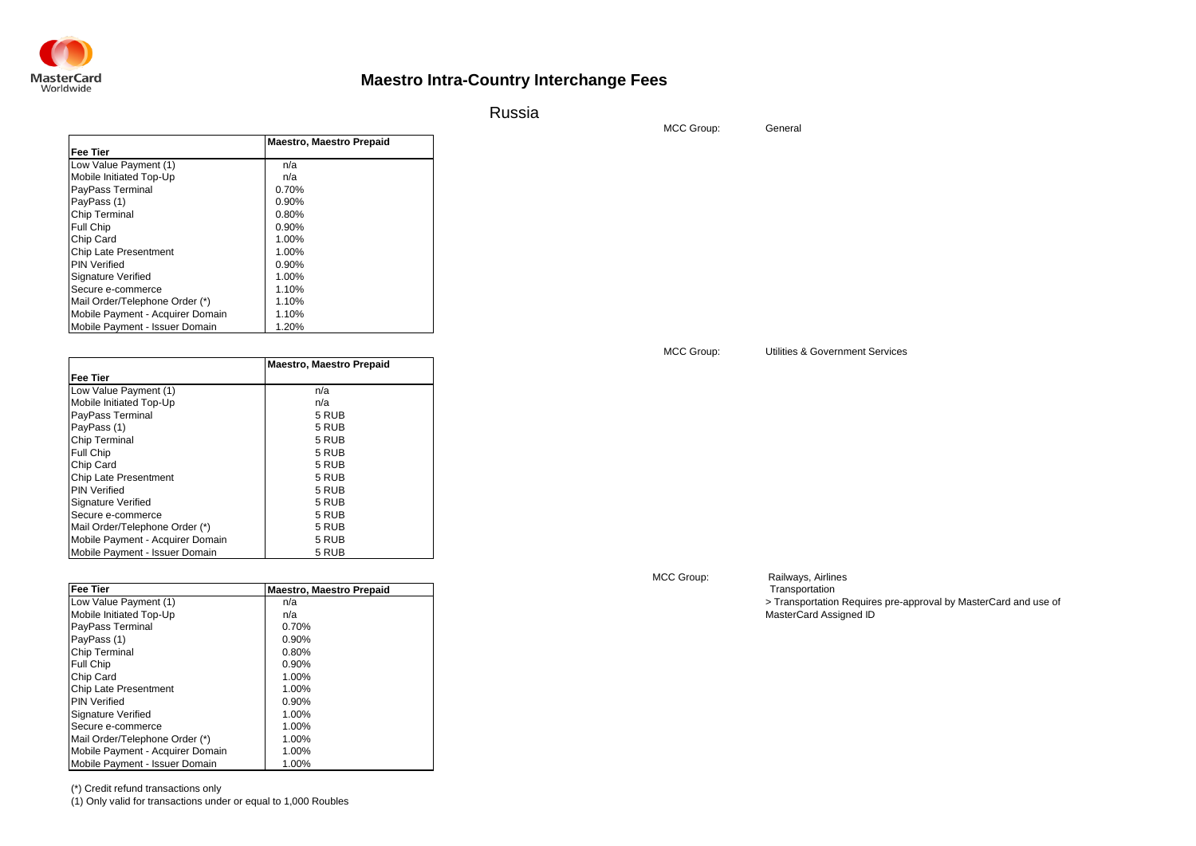# Maestro Intra-Country Interchange Fees

## Russia

MCC Group: General

| Fee Tier | Maestro, Maestro Prepaid |
|---|---|
| Low Value Payment (1) | n/a |
| Mobile Initiated Top-Up | n/a |
| PayPass Terminal | 0.70% |
| PayPass (1) | 0.90% |
| Chip Terminal | 0.80% |
| Full Chip | 0.90% |
| Chip Card | 1.00% |
| Chip Late Presentment | 1.00% |
| PIN Verified | 0.90% |
| Signature Verified | 1.00% |
| Secure e-commerce | 1.10% |
| Mail Order/Telephone Order (*) | 1.10% |
| Mobile Payment - Acquirer Domain | 1.10% |
| Mobile Payment - Issuer Domain | 1.20% |

MCC Group: Utilities & Government Services

| Fee Tier | Maestro, Maestro Prepaid |
|---|---|
| Low Value Payment (1) | n/a |
| Mobile Initiated Top-Up | n/a |
| PayPass Terminal | 5 RUB |
| PayPass (1) | 5 RUB |
| Chip Terminal | 5 RUB |
| Full Chip | 5 RUB |
| Chip Card | 5 RUB |
| Chip Late Presentment | 5 RUB |
| PIN Verified | 5 RUB |
| Signature Verified | 5 RUB |
| Secure e-commerce | 5 RUB |
| Mail Order/Telephone Order (*) | 5 RUB |
| Mobile Payment - Acquirer Domain | 5 RUB |
| Mobile Payment - Issuer Domain | 5 RUB |

MCC Group: Railways, Airlines
Transportation
> Transportation Requires pre-approval by MasterCard and use of MasterCard Assigned ID

| Fee Tier | Maestro, Maestro Prepaid |
|---|---|
| Low Value Payment (1) | n/a |
| Mobile Initiated Top-Up | n/a |
| PayPass Terminal | 0.70% |
| PayPass (1) | 0.90% |
| Chip Terminal | 0.80% |
| Full Chip | 0.90% |
| Chip Card | 1.00% |
| Chip Late Presentment | 1.00% |
| PIN Verified | 0.90% |
| Signature Verified | 1.00% |
| Secure e-commerce | 1.00% |
| Mail Order/Telephone Order (*) | 1.00% |
| Mobile Payment - Acquirer Domain | 1.00% |
| Mobile Payment - Issuer Domain | 1.00% |

(*) Credit refund transactions only
(1) Only valid for transactions under or equal to 1,000 Roubles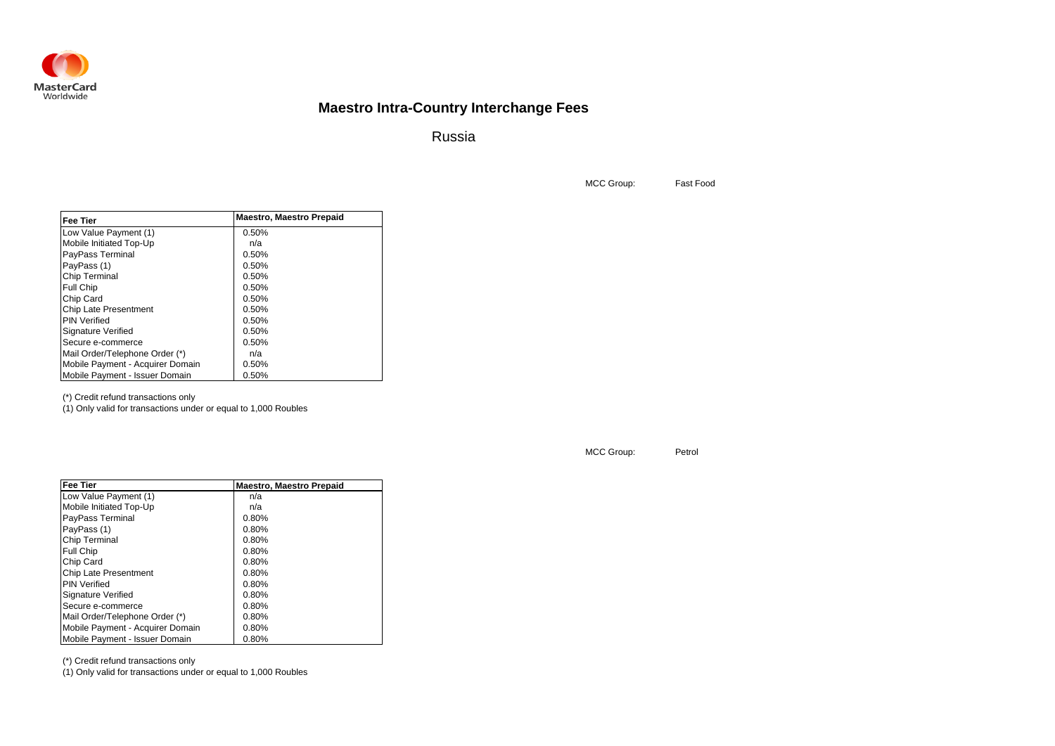MasterCard Worldwide

# Maestro Intra-Country Interchange Fees

## Russia

MCC Group: Fast Food

| Fee Tier | Maestro, Maestro Prepaid |
|---|---|
| Low Value Payment (1) | 0.50% |
| Mobile Initiated Top-Up | n/a |
| PayPass Terminal | 0.50% |
| PayPass (1) | 0.50% |
| Chip Terminal | 0.50% |
| Full Chip | 0.50% |
| Chip Card | 0.50% |
| Chip Late Presentment | 0.50% |
| PIN Verified | 0.50% |
| Signature Verified | 0.50% |
| Secure e-commerce | 0.50% |
| Mail Order/Telephone Order (*) | n/a |
| Mobile Payment - Acquirer Domain | 0.50% |
| Mobile Payment - Issuer Domain | 0.50% |

(*) Credit refund transactions only

(1) Only valid for transactions under or equal to 1,000 Roubles

MCC Group: Petrol

| Fee Tier | Maestro, Maestro Prepaid |
|---|---|
| Low Value Payment (1) | n/a |
| Mobile Initiated Top-Up | n/a |
| PayPass Terminal | 0.80% |
| PayPass (1) | 0.80% |
| Chip Terminal | 0.80% |
| Full Chip | 0.80% |
| Chip Card | 0.80% |
| Chip Late Presentment | 0.80% |
| PIN Verified | 0.80% |
| Signature Verified | 0.80% |
| Secure e-commerce | 0.80% |
| Mail Order/Telephone Order (*) | 0.80% |
| Mobile Payment - Acquirer Domain | 0.80% |
| Mobile Payment - Issuer Domain | 0.80% |

(*) Credit refund transactions only

(1) Only valid for transactions under or equal to 1,000 Roubles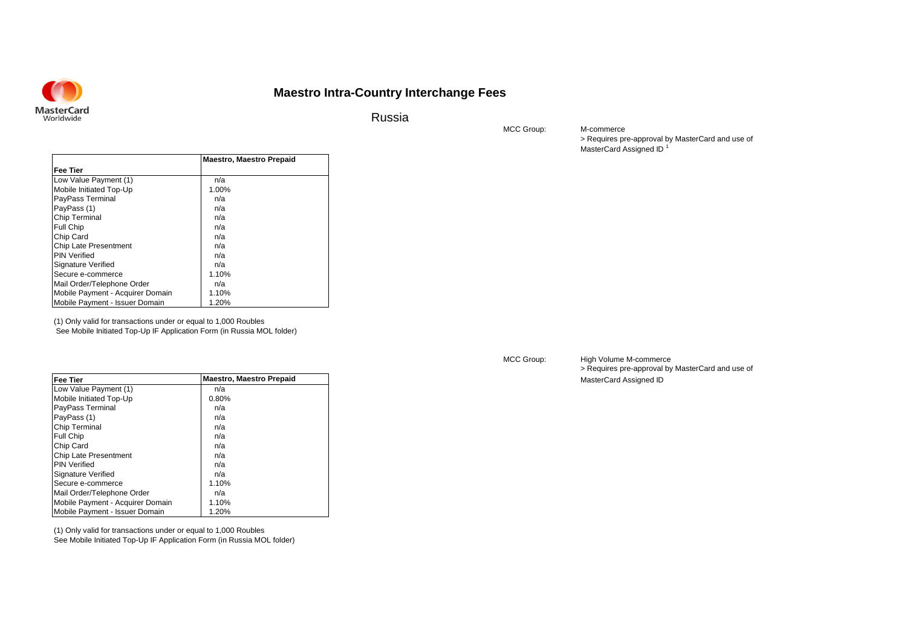# Maestro Intra-Country Interchange Fees

## Russia

MCC Group: M-commerce
> Requires pre-approval by MasterCard and use of MasterCard Assigned ID [1]

| Fee Tier | Maestro, Maestro Prepaid |
|---|---|
| Low Value Payment (1) | n/a |
| Mobile Initiated Top-Up | 1.00% |
| PayPass Terminal | n/a |
| PayPass (1) | n/a |
| Chip Terminal | n/a |
| Full Chip | n/a |
| Chip Card | n/a |
| Chip Late Presentment | n/a |
| PIN Verified | n/a |
| Signature Verified | n/a |
| Secure e-commerce | 1.10% |
| Mail Order/Telephone Order | n/a |
| Mobile Payment - Acquirer Domain | 1.10% |
| Mobile Payment - Issuer Domain | 1.20% |

(1) Only valid for transactions under or equal to 1,000 Roubles
See Mobile Initiated Top-Up IF Application Form (in Russia MOL folder)

MCC Group: High Volume M-commerce
> Requires pre-approval by MasterCard and use of MasterCard Assigned ID

| Fee Tier | Maestro, Maestro Prepaid |
|---|---|
| Low Value Payment (1) | n/a |
| Mobile Initiated Top-Up | 0.80% |
| PayPass Terminal | n/a |
| PayPass (1) | n/a |
| Chip Terminal | n/a |
| Full Chip | n/a |
| Chip Card | n/a |
| Chip Late Presentment | n/a |
| PIN Verified | n/a |
| Signature Verified | n/a |
| Secure e-commerce | 1.10% |
| Mail Order/Telephone Order | n/a |
| Mobile Payment - Acquirer Domain | 1.10% |
| Mobile Payment - Issuer Domain | 1.20% |

(1) Only valid for transactions under or equal to 1,000 Roubles
See Mobile Initiated Top-Up IF Application Form (in Russia MOL folder)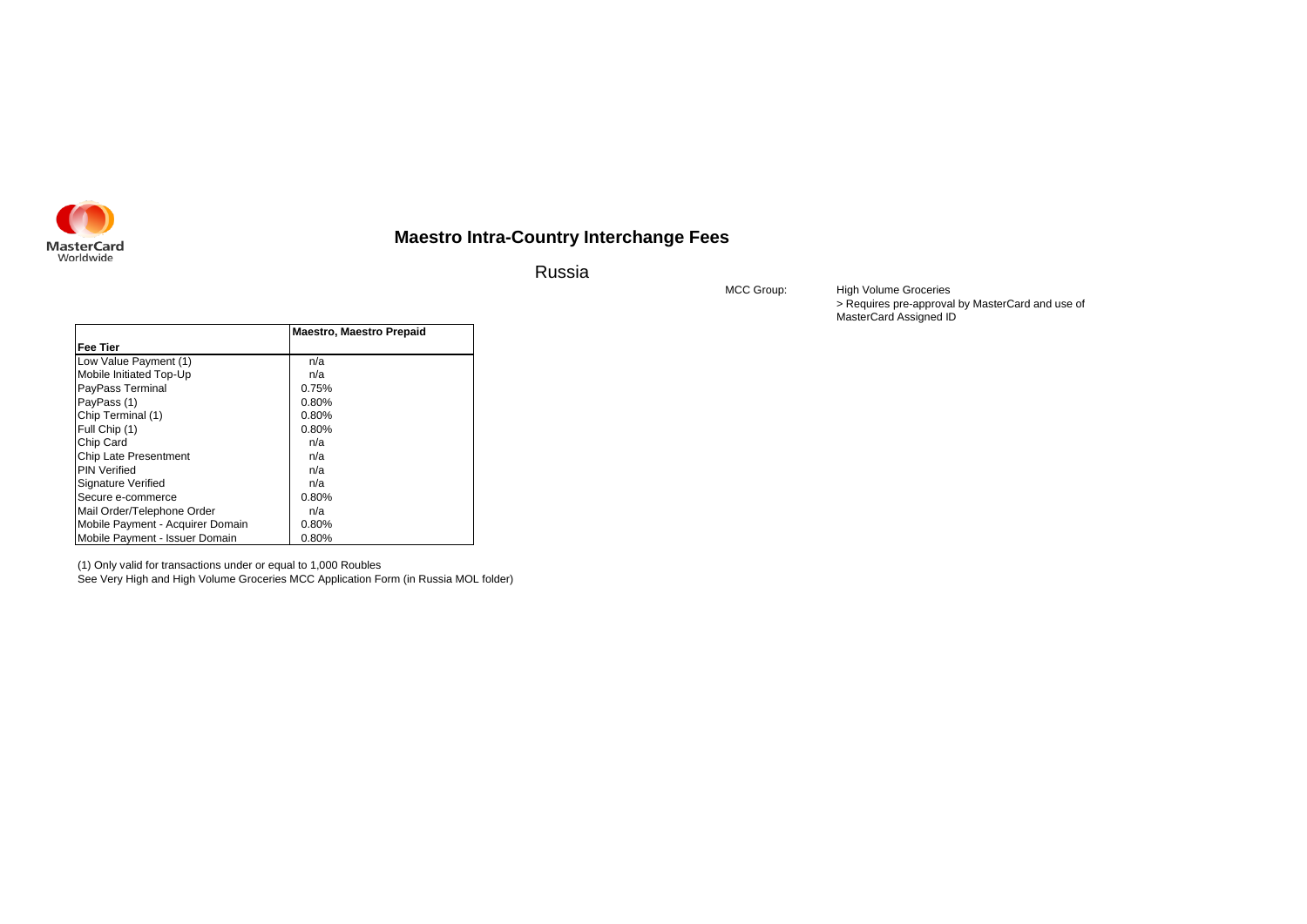MasterCard Worldwide

# Maestro Intra-Country Interchange Fees

## Russia

MCC Group: High Volume Groceries
> Requires pre-approval by MasterCard and use of MasterCard Assigned ID

| Fee Tier | Maestro, Maestro Prepaid |
|---|---|
| Low Value Payment (1) | n/a |
| Mobile Initiated Top-Up | n/a |
| PayPass Terminal | 0.75% |
| PayPass (1) | 0.80% |
| Chip Terminal (1) | 0.80% |
| Full Chip (1) | 0.80% |
| Chip Card | n/a |
| Chip Late Presentment | n/a |
| PIN Verified | n/a |
| Signature Verified | n/a |
| Secure e-commerce | 0.80% |
| Mail Order/Telephone Order | n/a |
| Mobile Payment - Acquirer Domain | 0.80% |
| Mobile Payment - Issuer Domain | 0.80% |

(1) Only valid for transactions under or equal to 1,000 Roubles
See Very High and High Volume Groceries MCC Application Form (in Russia MOL folder)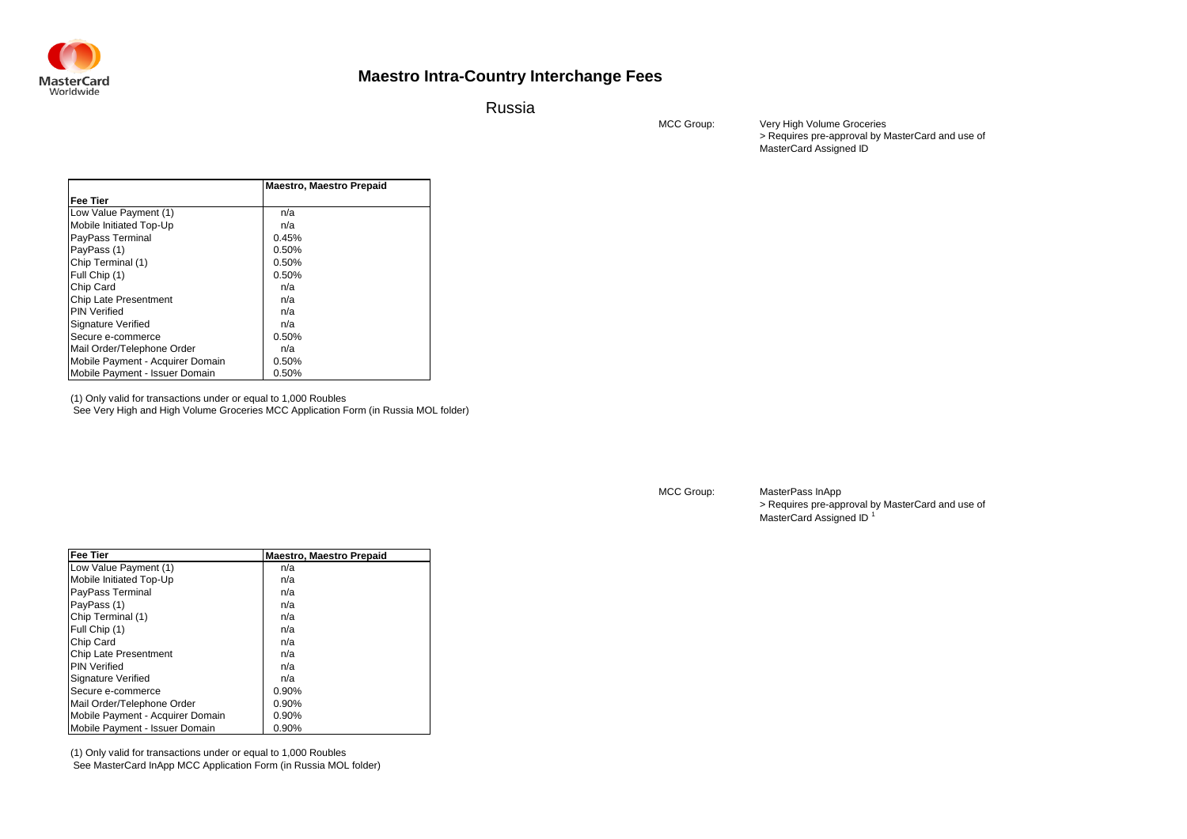# Maestro Intra-Country Interchange Fees

## Russia

MCC Group: Very High Volume Groceries
> Requires pre-approval by MasterCard and use of MasterCard Assigned ID

| Fee Tier | Maestro, Maestro Prepaid |
|---|---|
| Low Value Payment (1) | n/a |
| Mobile Initiated Top-Up | n/a |
| PayPass Terminal | 0.45% |
| PayPass (1) | 0.50% |
| Chip Terminal (1) | 0.50% |
| Full Chip (1) | 0.50% |
| Chip Card | n/a |
| Chip Late Presentment | n/a |
| PIN Verified | n/a |
| Signature Verified | n/a |
| Secure e-commerce | 0.50% |
| Mail Order/Telephone Order | n/a |
| Mobile Payment - Acquirer Domain | 0.50% |
| Mobile Payment - Issuer Domain | 0.50% |

(1) Only valid for transactions under or equal to 1,000 Roubles
See Very High and High Volume Groceries MCC Application Form (in Russia MOL folder)

MCC Group: MasterPass InApp
> Requires pre-approval by MasterCard and use of MasterCard Assigned ID [1]

| Fee Tier | Maestro, Maestro Prepaid |
|---|---|
| Low Value Payment (1) | n/a |
| Mobile Initiated Top-Up | n/a |
| PayPass Terminal | n/a |
| PayPass (1) | n/a |
| Chip Terminal (1) | n/a |
| Full Chip (1) | n/a |
| Chip Card | n/a |
| Chip Late Presentment | n/a |
| PIN Verified | n/a |
| Signature Verified | n/a |
| Secure e-commerce | 0.90% |
| Mail Order/Telephone Order | 0.90% |
| Mobile Payment - Acquirer Domain | 0.90% |
| Mobile Payment - Issuer Domain | 0.90% |

(1) Only valid for transactions under or equal to 1,000 Roubles
See MasterCard InApp MCC Application Form (in Russia MOL folder)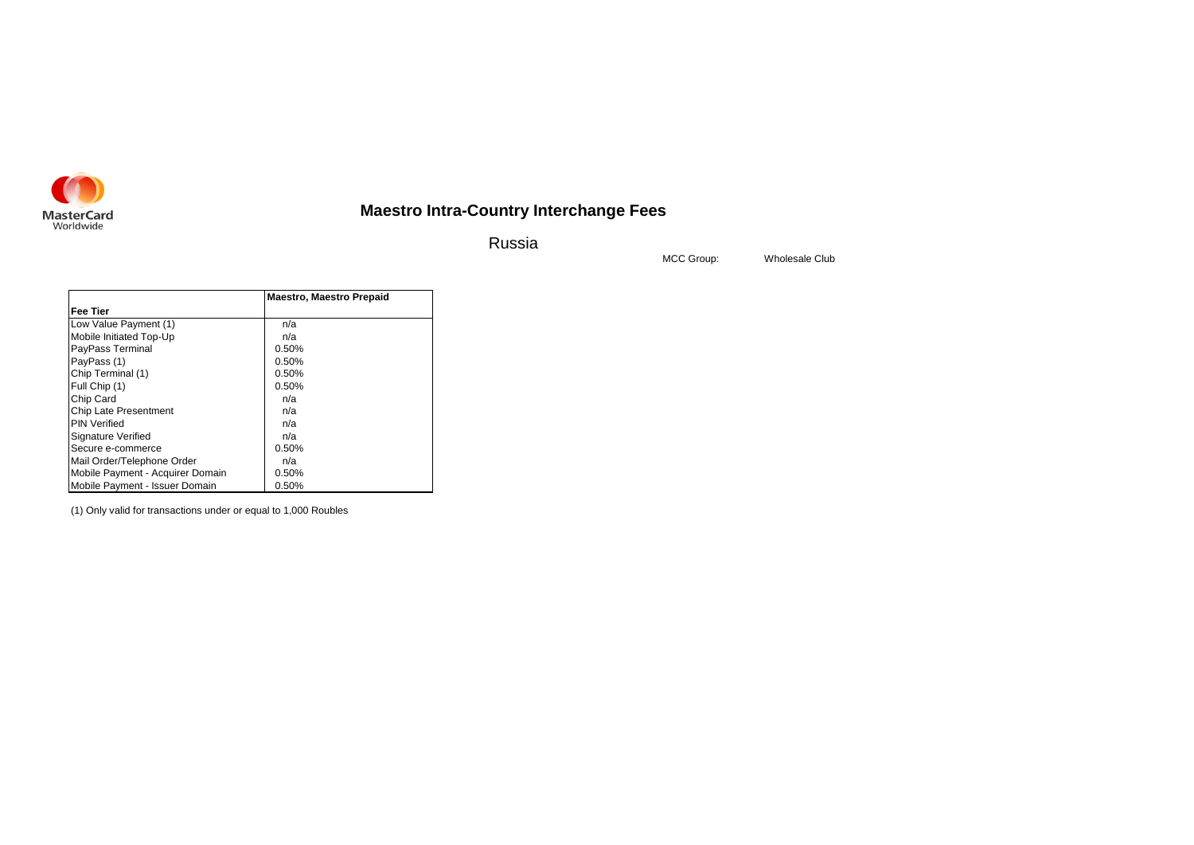MasterCard Worldwide

# Maestro Intra-Country Interchange Fees

## Russia

MCC Group: Wholesale Club

| Fee Tier | Maestro, Maestro Prepaid |
|---|---|
| Low Value Payment (1) | n/a |
| Mobile Initiated Top-Up | n/a |
| PayPass Terminal | 0.50% |
| PayPass (1) | 0.50% |
| Chip Terminal (1) | 0.50% |
| Full Chip (1) | 0.50% |
| Chip Card | n/a |
| Chip Late Presentment | n/a |
| PIN Verified | n/a |
| Signature Verified | n/a |
| Secure e-commerce | 0.50% |
| Mail Order/Telephone Order | n/a |
| Mobile Payment - Acquirer Domain | 0.50% |
| Mobile Payment - Issuer Domain | 0.50% |

(1) Only valid for transactions under or equal to 1,000 Roubles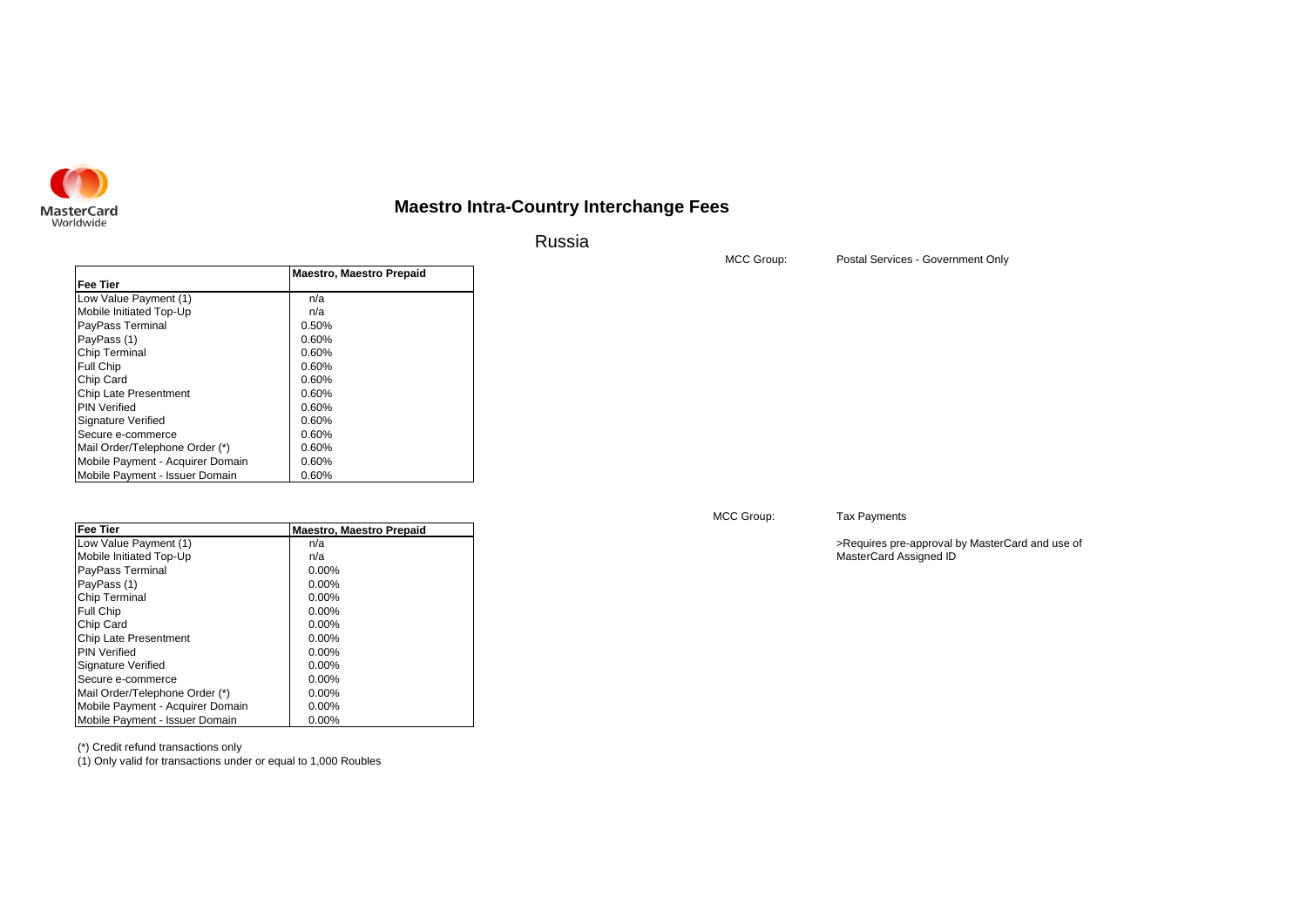# Maestro Intra-Country Interchange Fees

## Russia

MCC Group: Postal Services - Government Only

| Fee Tier | Maestro, Maestro Prepaid |
|---|---|
| Low Value Payment (1) | n/a |
| Mobile Initiated Top-Up | n/a |
| PayPass Terminal | 0.50% |
| PayPass (1) | 0.60% |
| Chip Terminal | 0.60% |
| Full Chip | 0.60% |
| Chip Card | 0.60% |
| Chip Late Presentment | 0.60% |
| PIN Verified | 0.60% |
| Signature Verified | 0.60% |
| Secure e-commerce | 0.60% |
| Mail Order/Telephone Order (*) | 0.60% |
| Mobile Payment - Acquirer Domain | 0.60% |
| Mobile Payment - Issuer Domain | 0.60% |

MCC Group: Tax Payments

>Requires pre-approval by MasterCard and use of MasterCard Assigned ID

| Fee Tier | Maestro, Maestro Prepaid |
|---|---|
| Low Value Payment (1) | n/a |
| Mobile Initiated Top-Up | n/a |
| PayPass Terminal | 0.00% |
| PayPass (1) | 0.00% |
| Chip Terminal | 0.00% |
| Full Chip | 0.00% |
| Chip Card | 0.00% |
| Chip Late Presentment | 0.00% |
| PIN Verified | 0.00% |
| Signature Verified | 0.00% |
| Secure e-commerce | 0.00% |
| Mail Order/Telephone Order (*) | 0.00% |
| Mobile Payment - Acquirer Domain | 0.00% |
| Mobile Payment - Issuer Domain | 0.00% |

(*) Credit refund transactions only

(1) Only valid for transactions under or equal to 1,000 Roubles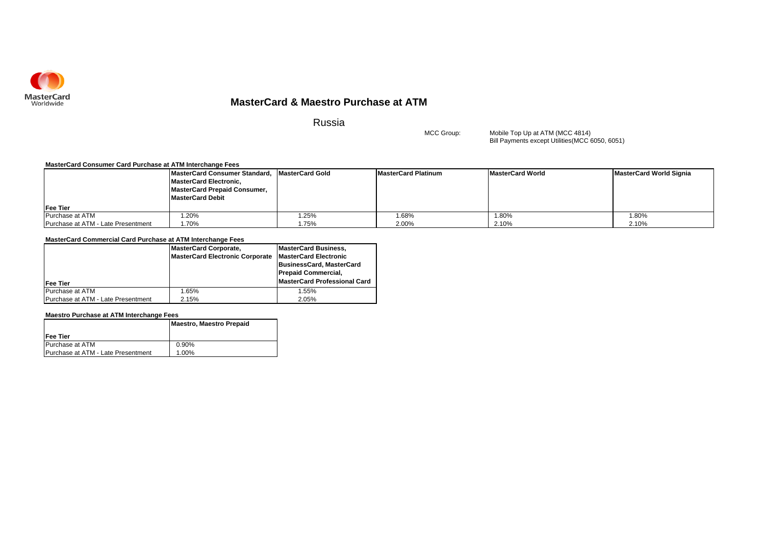MasterCard Worldwide

# MasterCard & Maestro Purchase at ATM

## Russia

MCC Group: Mobile Top Up at ATM (MCC 4814)
Bill Payments except Utilities(MCC 6050, 6051)

**MasterCard Consumer Card Purchase at ATM Interchange Fees**

| Fee Tier | MasterCard Consumer Standard, MasterCard Electronic, MasterCard Prepaid Consumer, MasterCard Debit | MasterCard Gold | MasterCard Platinum | MasterCard World | MasterCard World Signia |
|---|---|---|---|---|---|
| Purchase at ATM | 1.20% | 1.25% | 1.68% | 1.80% | 1.80% |
| Purchase at ATM - Late Presentment | 1.70% | 1.75% | 2.00% | 2.10% | 2.10% |

**MasterCard Commercial Card Purchase at ATM Interchange Fees**

| Fee Tier | MasterCard Corporate, MasterCard Electronic Corporate | MasterCard Business, MasterCard Electronic BusinessCard, MasterCard Prepaid Commercial, MasterCard Professional Card |
|---|---|---|
| Purchase at ATM | 1.65% | 1.55% |
| Purchase at ATM - Late Presentment | 2.15% | 2.05% |

**Maestro Purchase at ATM Interchange Fees**

| Fee Tier | Maestro, Maestro Prepaid |
|---|---|
| Purchase at ATM | 0.90% |
| Purchase at ATM - Late Presentment | 1.00% |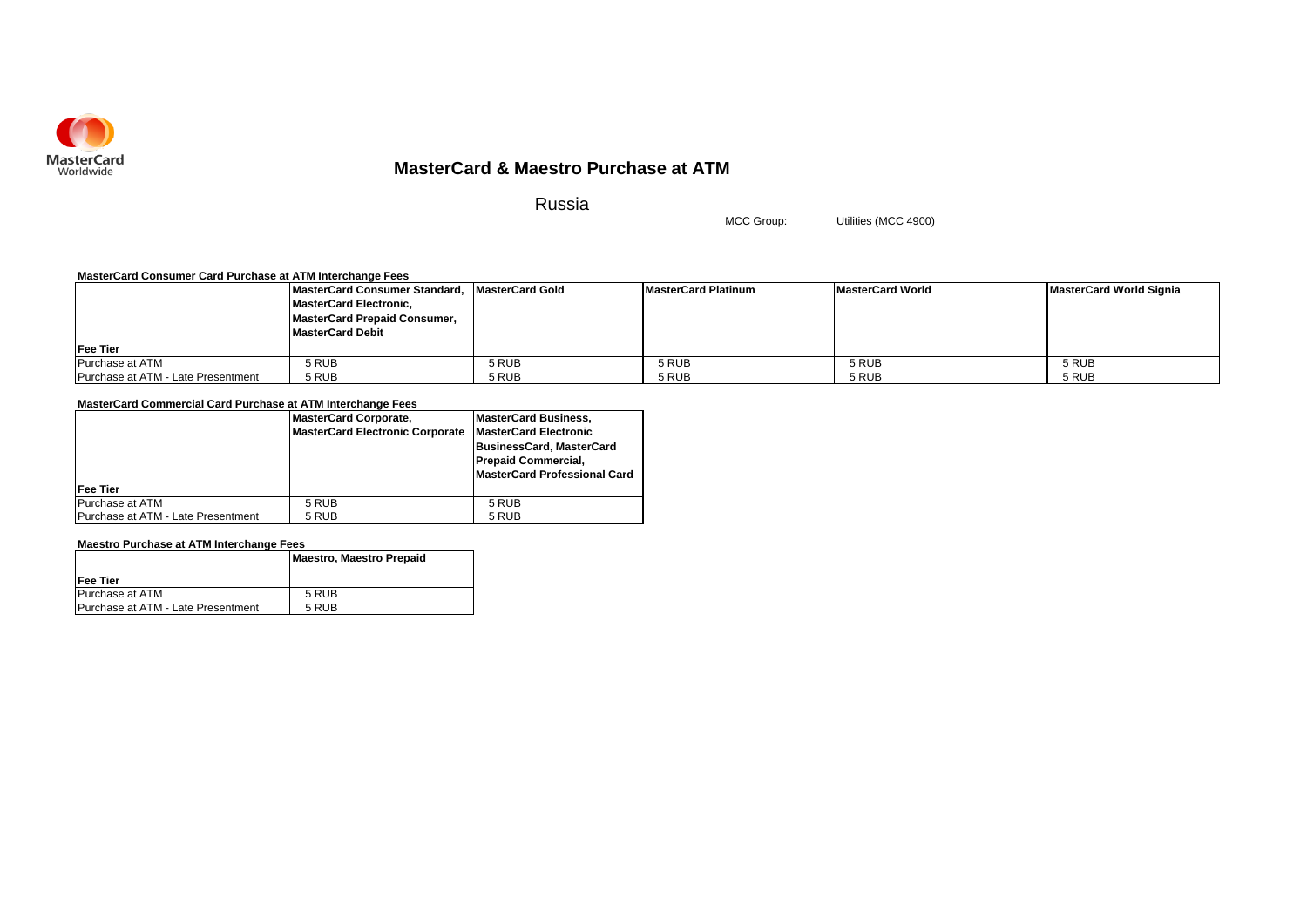# MasterCard & Maestro Purchase at ATM

## Russia

MCC Group: Utilities (MCC 4900)

### MasterCard Consumer Card Purchase at ATM Interchange Fees

| Fee Tier | MasterCard Consumer Standard, MasterCard Electronic, MasterCard Prepaid Consumer, MasterCard Debit | MasterCard Gold | MasterCard Platinum | MasterCard World | MasterCard World Signia |
|---|---|---|---|---|---|
| Purchase at ATM | 5 RUB | 5 RUB | 5 RUB | 5 RUB | 5 RUB |
| Purchase at ATM - Late Presentment | 5 RUB | 5 RUB | 5 RUB | 5 RUB | 5 RUB |

### MasterCard Commercial Card Purchase at ATM Interchange Fees

| Fee Tier | MasterCard Corporate, MasterCard Electronic Corporate | MasterCard Business, MasterCard Electronic BusinessCard, MasterCard Prepaid Commercial, MasterCard Professional Card |
|---|---|---|
| Purchase at ATM | 5 RUB | 5 RUB |
| Purchase at ATM - Late Presentment | 5 RUB | 5 RUB |

### Maestro Purchase at ATM Interchange Fees

| Fee Tier | Maestro, Maestro Prepaid |
|---|---|
| Purchase at ATM | 5 RUB |
| Purchase at ATM - Late Presentment | 5 RUB |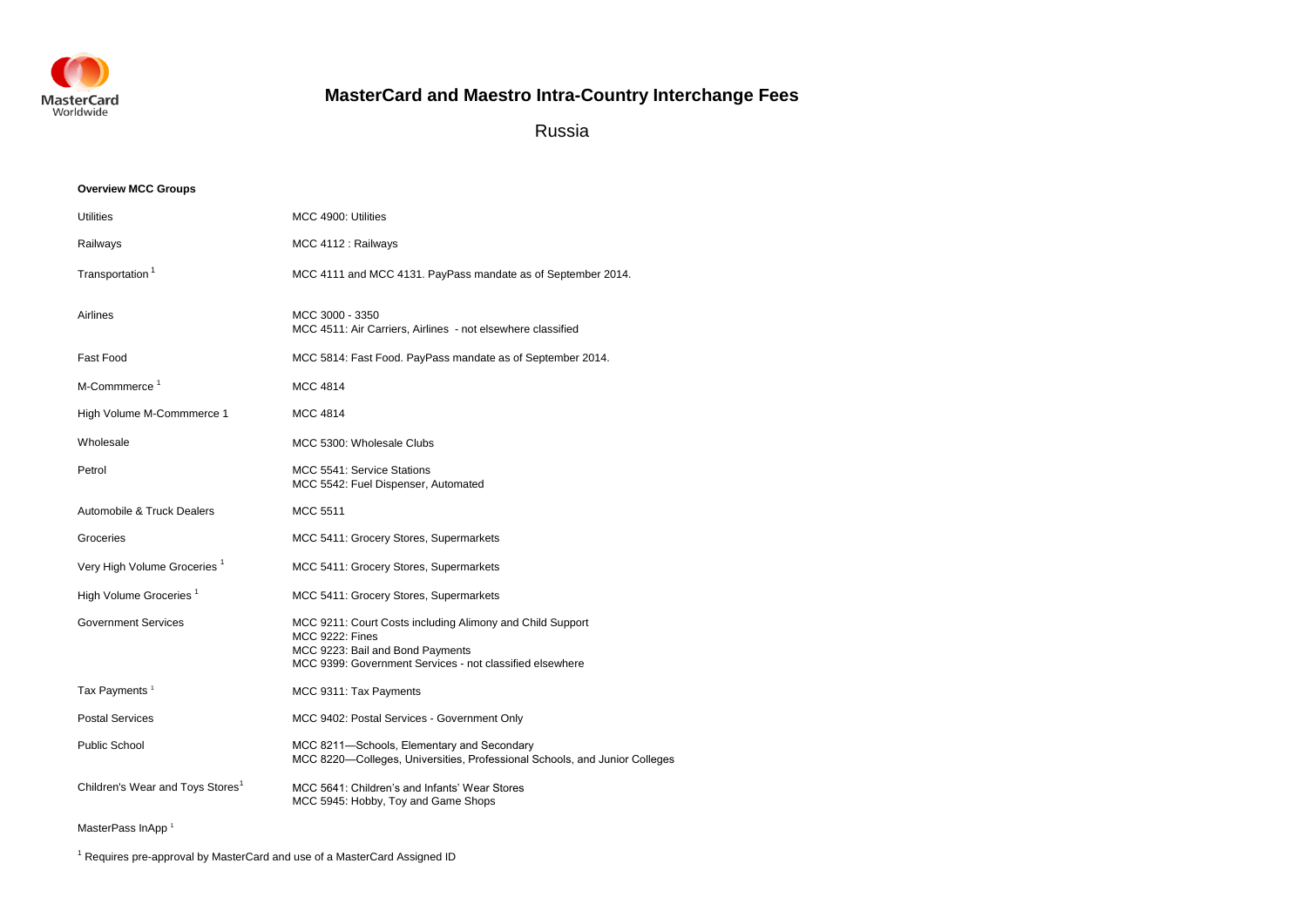# MasterCard and Maestro Intra-Country Interchange Fees

## Russia

**Overview MCC Groups**

| | |
|---|---|
| Utilities | MCC 4900: Utilities |
| Railways | MCC 4112 : Railways |
| Transportation [1] | MCC 4111 and MCC 4131. PayPass mandate as of September 2014. |
| Airlines | MCC 3000 - 3350<br>MCC 4511: Air Carriers, Airlines - not elsewhere classified |
| Fast Food | MCC 5814: Fast Food. PayPass mandate as of September 2014. |
| M-Commmerce [1] | MCC 4814 |
| High Volume M-Commmerce 1 | MCC 4814 |
| Wholesale | MCC 5300: Wholesale Clubs |
| Petrol | MCC 5541: Service Stations<br>MCC 5542: Fuel Dispenser, Automated |
| Automobile & Truck Dealers | MCC 5511 |
| Groceries | MCC 5411: Grocery Stores, Supermarkets |
| Very High Volume Groceries [1] | MCC 5411: Grocery Stores, Supermarkets |
| High Volume Groceries [1] | MCC 5411: Grocery Stores, Supermarkets |
| Government Services | MCC 9211: Court Costs including Alimony and Child Support<br>MCC 9222: Fines<br>MCC 9223: Bail and Bond Payments<br>MCC 9399: Government Services - not classified elsewhere |
| Tax Payments [1] | MCC 9311: Tax Payments |
| Postal Services | MCC 9402: Postal Services - Government Only |
| Public School | MCC 8211—Schools, Elementary and Secondary<br>MCC 8220—Colleges, Universities, Professional Schools, and Junior Colleges |
| Children's Wear and Toys Stores[1] | MCC 5641: Children's and Infants' Wear Stores<br>MCC 5945: Hobby, Toy and Game Shops |
| MasterPass InApp [1] | |

[1] Requires pre-approval by MasterCard and use of a MasterCard Assigned ID